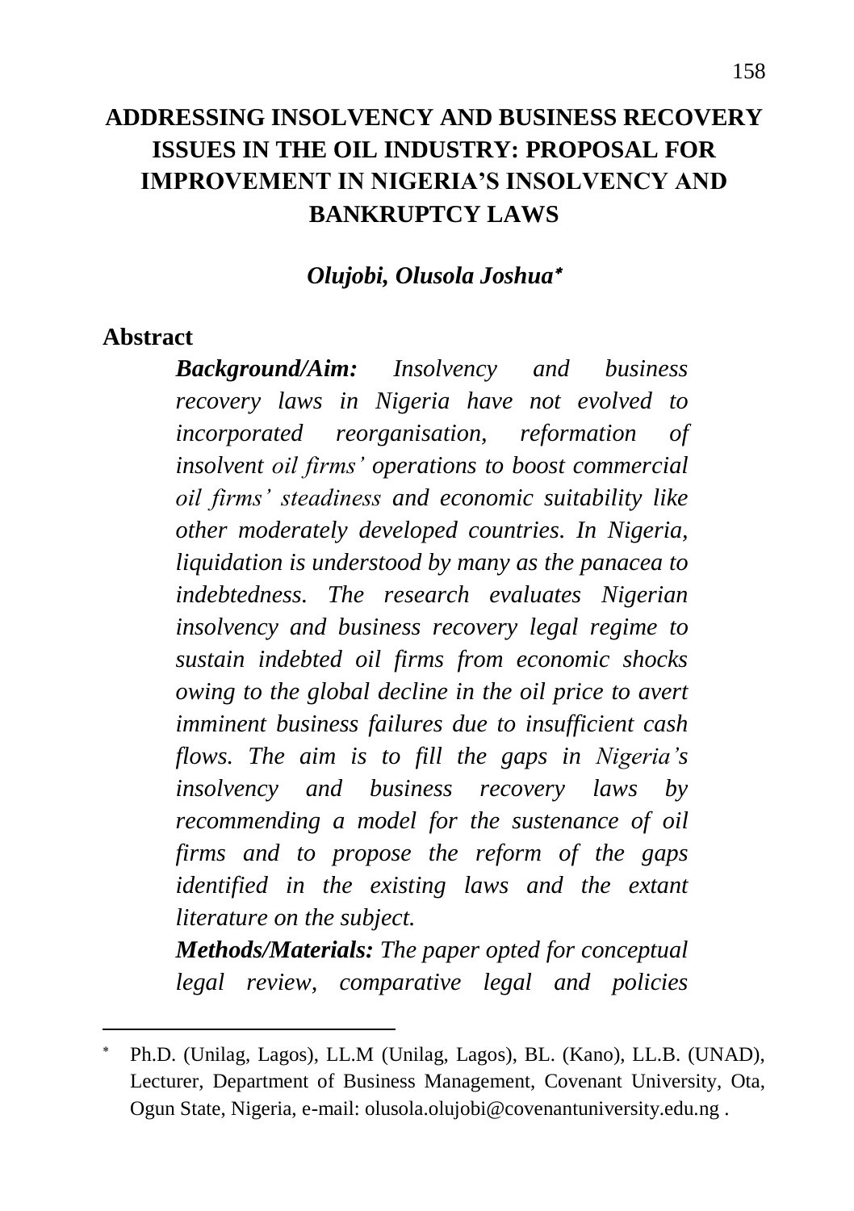# ADDRESSING INSOLVENCY AND BUSINESS RECOVERY ISSUES IN THE OIL INDUSTRY: PROPOSAL FOR IMPROVEMENT IN NIGERIA'S INSOLVENCY AND BANKRUPTCY LAWS

***Olujobi, Olusola Joshua*** [*]

## Abstract

***Background/Aim:*** *Insolvency and business recovery laws in Nigeria have not evolved to incorporated reorganisation, reformation of insolvent oil firms' operations to boost commercial oil firms' steadiness and economic suitability like other moderately developed countries. In Nigeria, liquidation is understood by many as the panacea to indebtedness. The research evaluates Nigerian insolvency and business recovery legal regime to sustain indebted oil firms from economic shocks owing to the global decline in the oil price to avert imminent business failures due to insufficient cash flows. The aim is to fill the gaps in Nigeria's insolvency and business recovery laws by recommending a model for the sustenance of oil firms and to propose the reform of the gaps identified in the existing laws and the extant literature on the subject.*

***Methods/Materials:*** *The paper opted for conceptual legal review, comparative legal and policies*

---

[*] Ph.D. (Unilag, Lagos), LL.M (Unilag, Lagos), BL. (Kano), LL.B. (UNAD), Lecturer, Department of Business Management, Covenant University, Ota, Ogun State, Nigeria, e-mail: olusola.olujobi@covenantuniversity.edu.ng .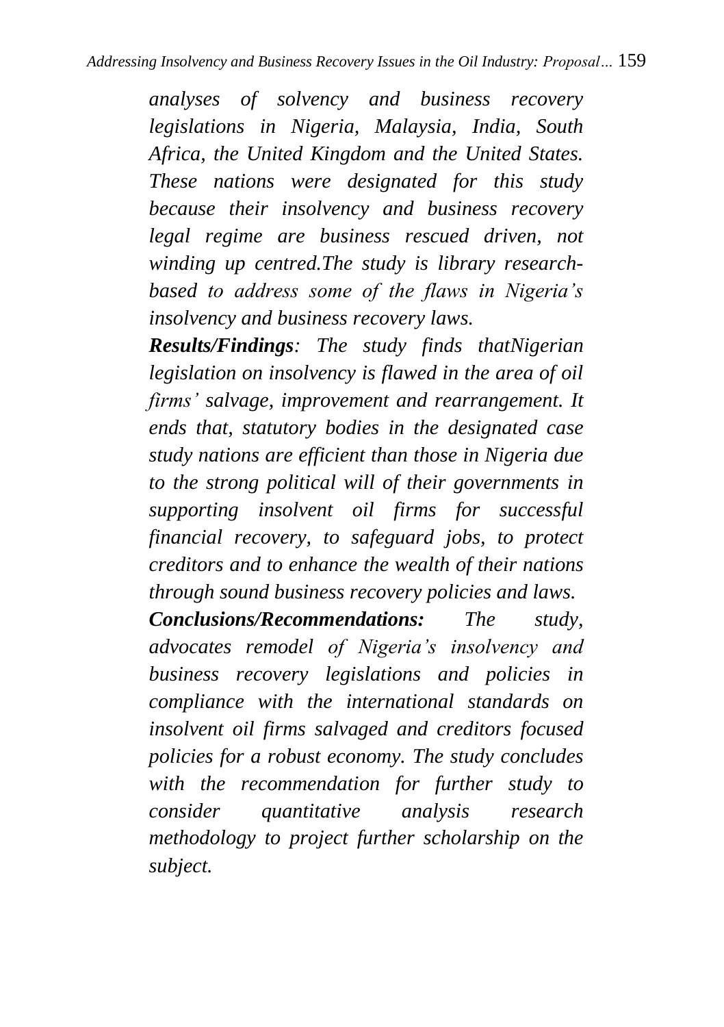*analyses of solvency and business recovery legislations in Nigeria, Malaysia, India, South Africa, the United Kingdom and the United States. These nations were designated for this study because their insolvency and business recovery legal regime are business rescued driven, not winding up centred.The study is library research-based to address some of the flaws in Nigeria's insolvency and business recovery laws.*

***Results/Findings**: The study finds thatNigerian legislation on insolvency is flawed in the area of oil firms' salvage, improvement and rearrangement. It ends that, statutory bodies in the designated case study nations are efficient than those in Nigeria due to the strong political will of their governments in supporting insolvent oil firms for successful financial recovery, to safeguard jobs, to protect creditors and to enhance the wealth of their nations through sound business recovery policies and laws.*

***Conclusions/Recommendations:** The study, advocates remodel of Nigeria's insolvency and business recovery legislations and policies in compliance with the international standards on insolvent oil firms salvaged and creditors focused policies for a robust economy. The study concludes with the recommendation for further study to consider quantitative analysis research methodology to project further scholarship on the subject.*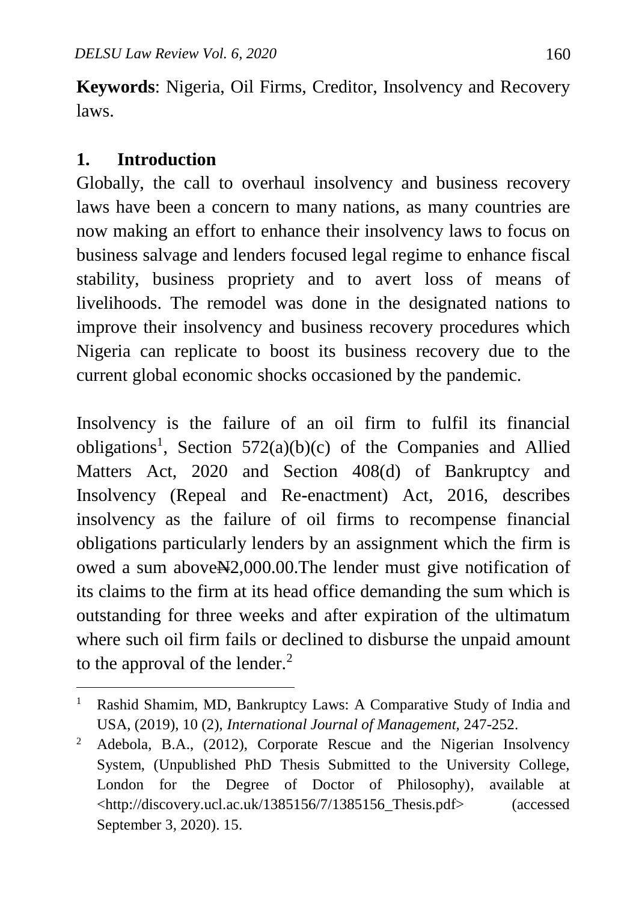**Keywords**: Nigeria, Oil Firms, Creditor, Insolvency and Recovery laws.

## 1. Introduction

Globally, the call to overhaul insolvency and business recovery laws have been a concern to many nations, as many countries are now making an effort to enhance their insolvency laws to focus on business salvage and lenders focused legal regime to enhance fiscal stability, business propriety and to avert loss of means of livelihoods. The remodel was done in the designated nations to improve their insolvency and business recovery procedures which Nigeria can replicate to boost its business recovery due to the current global economic shocks occasioned by the pandemic.

Insolvency is the failure of an oil firm to fulfil its financial obligations[1], Section 572(a)(b)(c) of the Companies and Allied Matters Act, 2020 and Section 408(d) of Bankruptcy and Insolvency (Repeal and Re-enactment) Act, 2016, describes insolvency as the failure of oil firms to recompense financial obligations particularly lenders by an assignment which the firm is owed a sum above₦2,000.00.The lender must give notification of its claims to the firm at its head office demanding the sum which is outstanding for three weeks and after expiration of the ultimatum where such oil firm fails or declined to disburse the unpaid amount to the approval of the lender.[2]

---

[1] Rashid Shamim, MD, Bankruptcy Laws: A Comparative Study of India and USA, (2019), 10 (2), *International Journal of Management*, 247-252.

[2] Adebola, B.A., (2012), Corporate Rescue and the Nigerian Insolvency System, (Unpublished PhD Thesis Submitted to the University College, London for the Degree of Doctor of Philosophy), available at <http://discovery.ucl.ac.uk/1385156/7/1385156_Thesis.pdf> (accessed September 3, 2020). 15.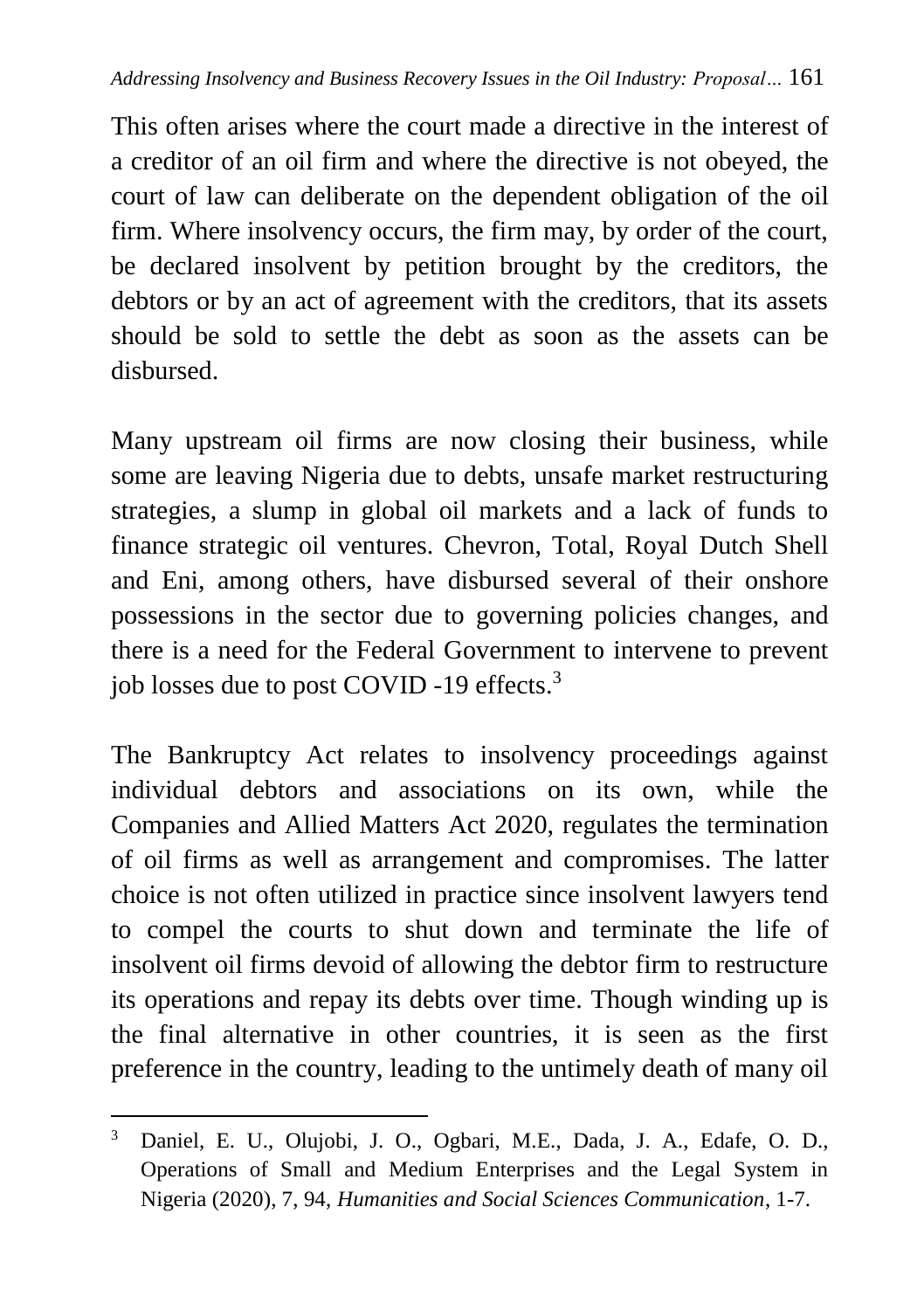This often arises where the court made a directive in the interest of a creditor of an oil firm and where the directive is not obeyed, the court of law can deliberate on the dependent obligation of the oil firm. Where insolvency occurs, the firm may, by order of the court, be declared insolvent by petition brought by the creditors, the debtors or by an act of agreement with the creditors, that its assets should be sold to settle the debt as soon as the assets can be disbursed.

Many upstream oil firms are now closing their business, while some are leaving Nigeria due to debts, unsafe market restructuring strategies, a slump in global oil markets and a lack of funds to finance strategic oil ventures. Chevron, Total, Royal Dutch Shell and Eni, among others, have disbursed several of their onshore possessions in the sector due to governing policies changes, and there is a need for the Federal Government to intervene to prevent job losses due to post COVID -19 effects.[3]

The Bankruptcy Act relates to insolvency proceedings against individual debtors and associations on its own, while the Companies and Allied Matters Act 2020, regulates the termination of oil firms as well as arrangement and compromises. The latter choice is not often utilized in practice since insolvent lawyers tend to compel the courts to shut down and terminate the life of insolvent oil firms devoid of allowing the debtor firm to restructure its operations and repay its debts over time. Though winding up is the final alternative in other countries, it is seen as the first preference in the country, leading to the untimely death of many oil

---

[3] Daniel, E. U., Olujobi, J. O., Ogbari, M.E., Dada, J. A., Edafe, O. D., Operations of Small and Medium Enterprises and the Legal System in Nigeria (2020), 7, 94, *Humanities and Social Sciences Communication*, 1-7.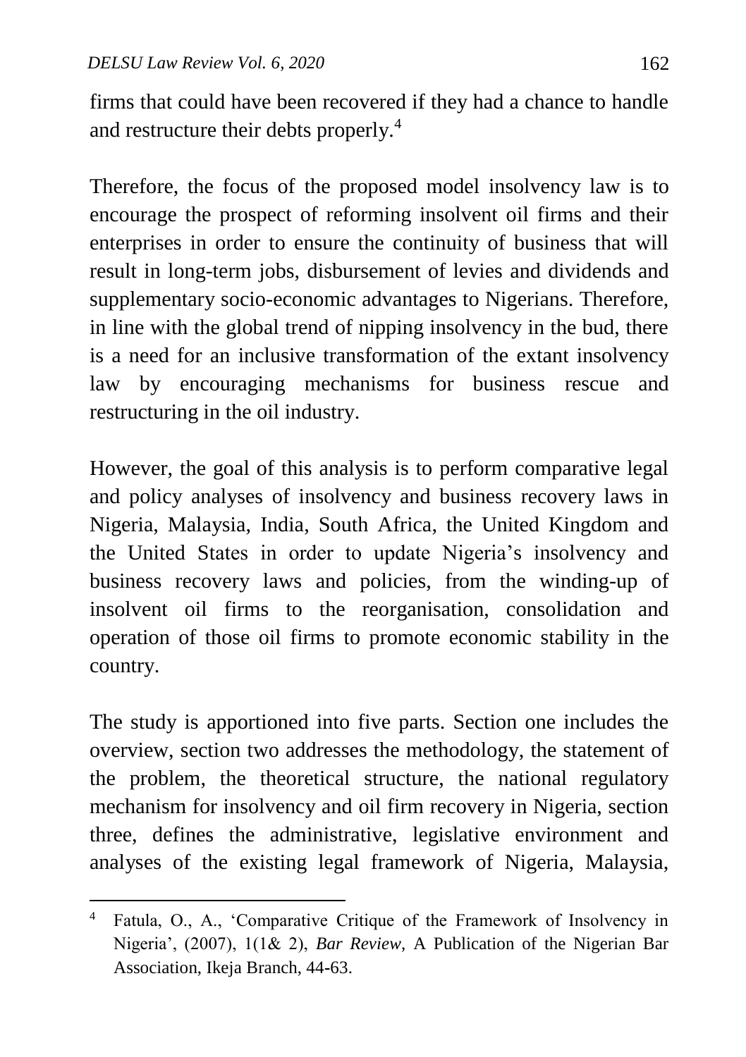firms that could have been recovered if they had a chance to handle and restructure their debts properly.[4]

Therefore, the focus of the proposed model insolvency law is to encourage the prospect of reforming insolvent oil firms and their enterprises in order to ensure the continuity of business that will result in long-term jobs, disbursement of levies and dividends and supplementary socio-economic advantages to Nigerians. Therefore, in line with the global trend of nipping insolvency in the bud, there is a need for an inclusive transformation of the extant insolvency law by encouraging mechanisms for business rescue and restructuring in the oil industry.

However, the goal of this analysis is to perform comparative legal and policy analyses of insolvency and business recovery laws in Nigeria, Malaysia, India, South Africa, the United Kingdom and the United States in order to update Nigeria's insolvency and business recovery laws and policies, from the winding-up of insolvent oil firms to the reorganisation, consolidation and operation of those oil firms to promote economic stability in the country.

The study is apportioned into five parts. Section one includes the overview, section two addresses the methodology, the statement of the problem, the theoretical structure, the national regulatory mechanism for insolvency and oil firm recovery in Nigeria, section three, defines the administrative, legislative environment and analyses of the existing legal framework of Nigeria, Malaysia,

[4] Fatula, O., A., 'Comparative Critique of the Framework of Insolvency in Nigeria', (2007), 1(1& 2), *Bar Review*, A Publication of the Nigerian Bar Association, Ikeja Branch, 44-63.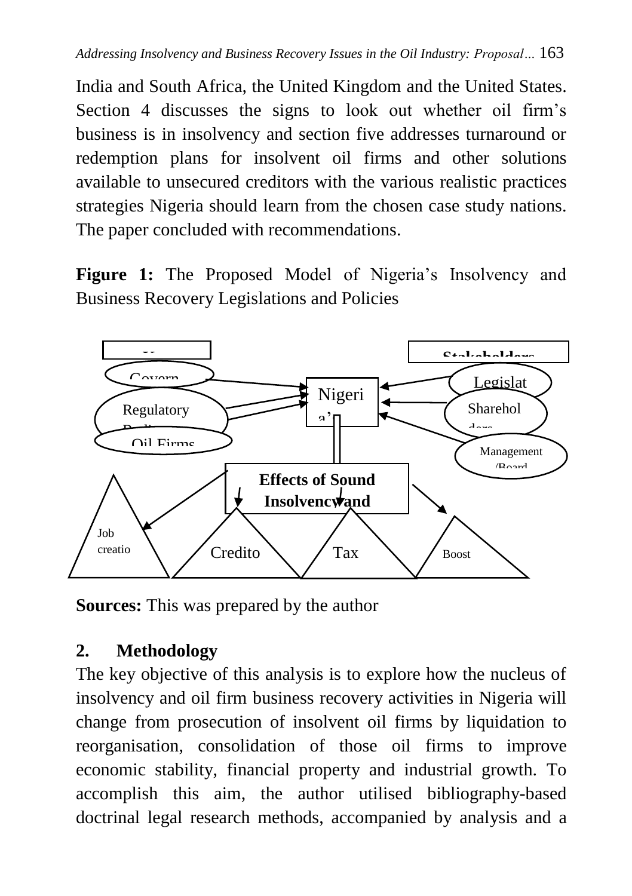India and South Africa, the United Kingdom and the United States. Section 4 discusses the signs to look out whether oil firm's business is in insolvency and section five addresses turnaround or redemption plans for insolvent oil firms and other solutions available to unsecured creditors with the various realistic practices strategies Nigeria should learn from the chosen case study nations. The paper concluded with recommendations.

**Figure 1:** The Proposed Model of Nigeria's Insolvency and Business Recovery Legislations and Policies

Stakeholders

Govern

Regulatory Poli

Oil Firms

Legislat

Sharehol ders

Management /Board

Nigeri a'

**Effects of Sound Insolvency and**

Job creatio

Credito

Tax

Boost

**Sources:** This was prepared by the author

## 2. Methodology

The key objective of this analysis is to explore how the nucleus of insolvency and oil firm business recovery activities in Nigeria will change from prosecution of insolvent oil firms by liquidation to reorganisation, consolidation of those oil firms to improve economic stability, financial property and industrial growth. To accomplish this aim, the author utilised bibliography-based doctrinal legal research methods, accompanied by analysis and a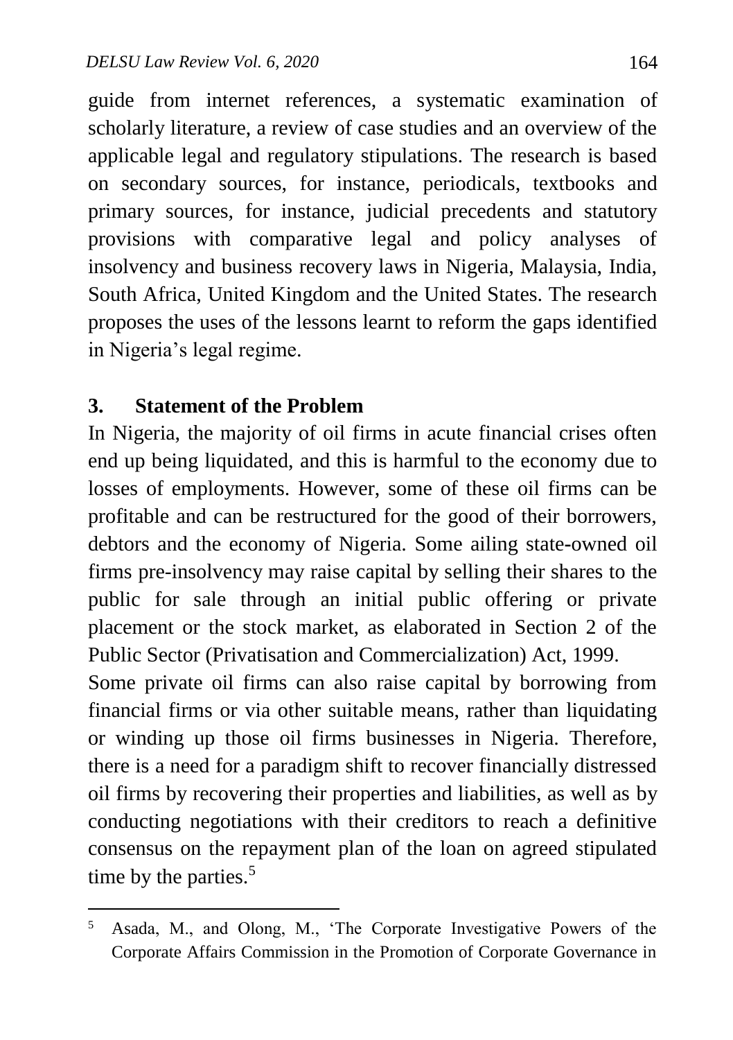guide from internet references, a systematic examination of scholarly literature, a review of case studies and an overview of the applicable legal and regulatory stipulations. The research is based on secondary sources, for instance, periodicals, textbooks and primary sources, for instance, judicial precedents and statutory provisions with comparative legal and policy analyses of insolvency and business recovery laws in Nigeria, Malaysia, India, South Africa, United Kingdom and the United States. The research proposes the uses of the lessons learnt to reform the gaps identified in Nigeria's legal regime.

## 3. Statement of the Problem

In Nigeria, the majority of oil firms in acute financial crises often end up being liquidated, and this is harmful to the economy due to losses of employments. However, some of these oil firms can be profitable and can be restructured for the good of their borrowers, debtors and the economy of Nigeria. Some ailing state-owned oil firms pre-insolvency may raise capital by selling their shares to the public for sale through an initial public offering or private placement or the stock market, as elaborated in Section 2 of the Public Sector (Privatisation and Commercialization) Act, 1999.

Some private oil firms can also raise capital by borrowing from financial firms or via other suitable means, rather than liquidating or winding up those oil firms businesses in Nigeria. Therefore, there is a need for a paradigm shift to recover financially distressed oil firms by recovering their properties and liabilities, as well as by conducting negotiations with their creditors to reach a definitive consensus on the repayment plan of the loan on agreed stipulated time by the parties.[5]

---

[5] Asada, M., and Olong, M., 'The Corporate Investigative Powers of the Corporate Affairs Commission in the Promotion of Corporate Governance in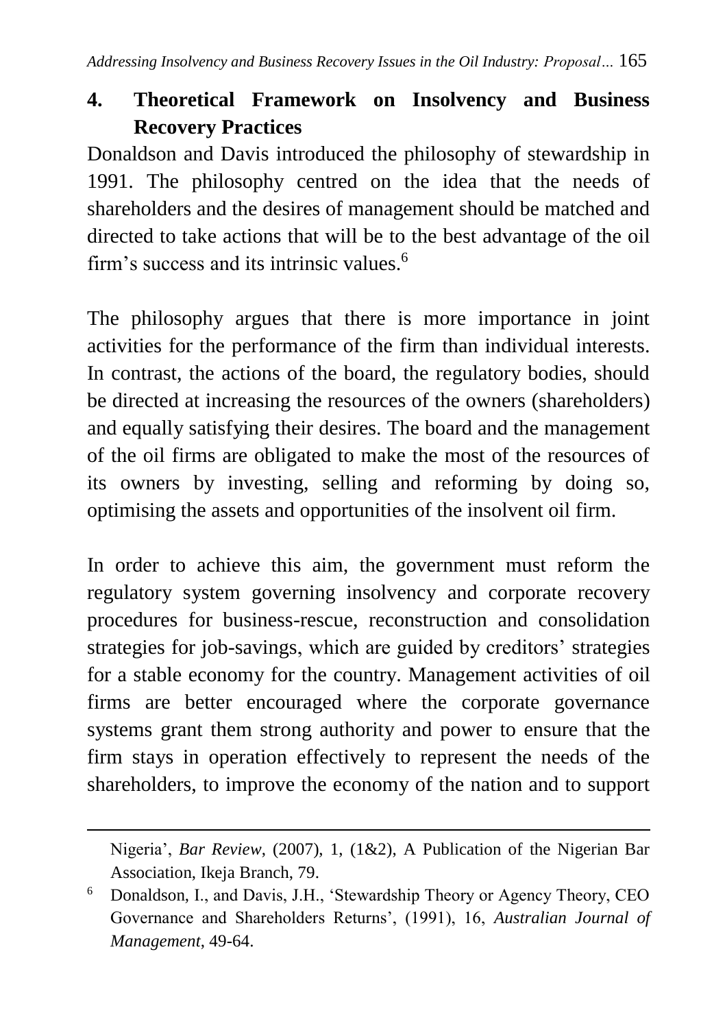## 4. Theoretical Framework on Insolvency and Business Recovery Practices

Donaldson and Davis introduced the philosophy of stewardship in 1991. The philosophy centred on the idea that the needs of shareholders and the desires of management should be matched and directed to take actions that will be to the best advantage of the oil firm's success and its intrinsic values.[6]

The philosophy argues that there is more importance in joint activities for the performance of the firm than individual interests. In contrast, the actions of the board, the regulatory bodies, should be directed at increasing the resources of the owners (shareholders) and equally satisfying their desires. The board and the management of the oil firms are obligated to make the most of the resources of its owners by investing, selling and reforming by doing so, optimising the assets and opportunities of the insolvent oil firm.

In order to achieve this aim, the government must reform the regulatory system governing insolvency and corporate recovery procedures for business-rescue, reconstruction and consolidation strategies for job-savings, which are guided by creditors' strategies for a stable economy for the country. Management activities of oil firms are better encouraged where the corporate governance systems grant them strong authority and power to ensure that the firm stays in operation effectively to represent the needs of the shareholders, to improve the economy of the nation and to support

---

Nigeria', *Bar Review*, (2007), 1, (1&2), A Publication of the Nigerian Bar Association, Ikeja Branch, 79.

[6] Donaldson, I., and Davis, J.H., 'Stewardship Theory or Agency Theory, CEO Governance and Shareholders Returns', (1991), 16, *Australian Journal of Management*, 49-64.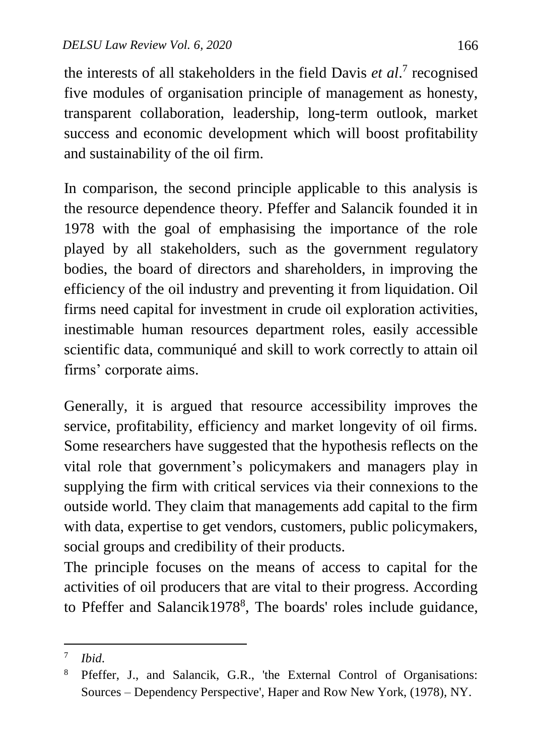the interests of all stakeholders in the field Davis *et al*.[7] recognised five modules of organisation principle of management as honesty, transparent collaboration, leadership, long-term outlook, market success and economic development which will boost profitability and sustainability of the oil firm.

In comparison, the second principle applicable to this analysis is the resource dependence theory. Pfeffer and Salancik founded it in 1978 with the goal of emphasising the importance of the role played by all stakeholders, such as the government regulatory bodies, the board of directors and shareholders, in improving the efficiency of the oil industry and preventing it from liquidation. Oil firms need capital for investment in crude oil exploration activities, inestimable human resources department roles, easily accessible scientific data, communiqué and skill to work correctly to attain oil firms' corporate aims.

Generally, it is argued that resource accessibility improves the service, profitability, efficiency and market longevity of oil firms. Some researchers have suggested that the hypothesis reflects on the vital role that government's policymakers and managers play in supplying the firm with critical services via their connexions to the outside world. They claim that managements add capital to the firm with data, expertise to get vendors, customers, public policymakers, social groups and credibility of their products.

The principle focuses on the means of access to capital for the activities of oil producers that are vital to their progress. According to Pfeffer and Salancik1978[8], The boards' roles include guidance,

---

[7] *Ibid*.

[8] Pfeffer, J., and Salancik, G.R., 'the External Control of Organisations: Sources – Dependency Perspective', Haper and Row New York, (1978), NY.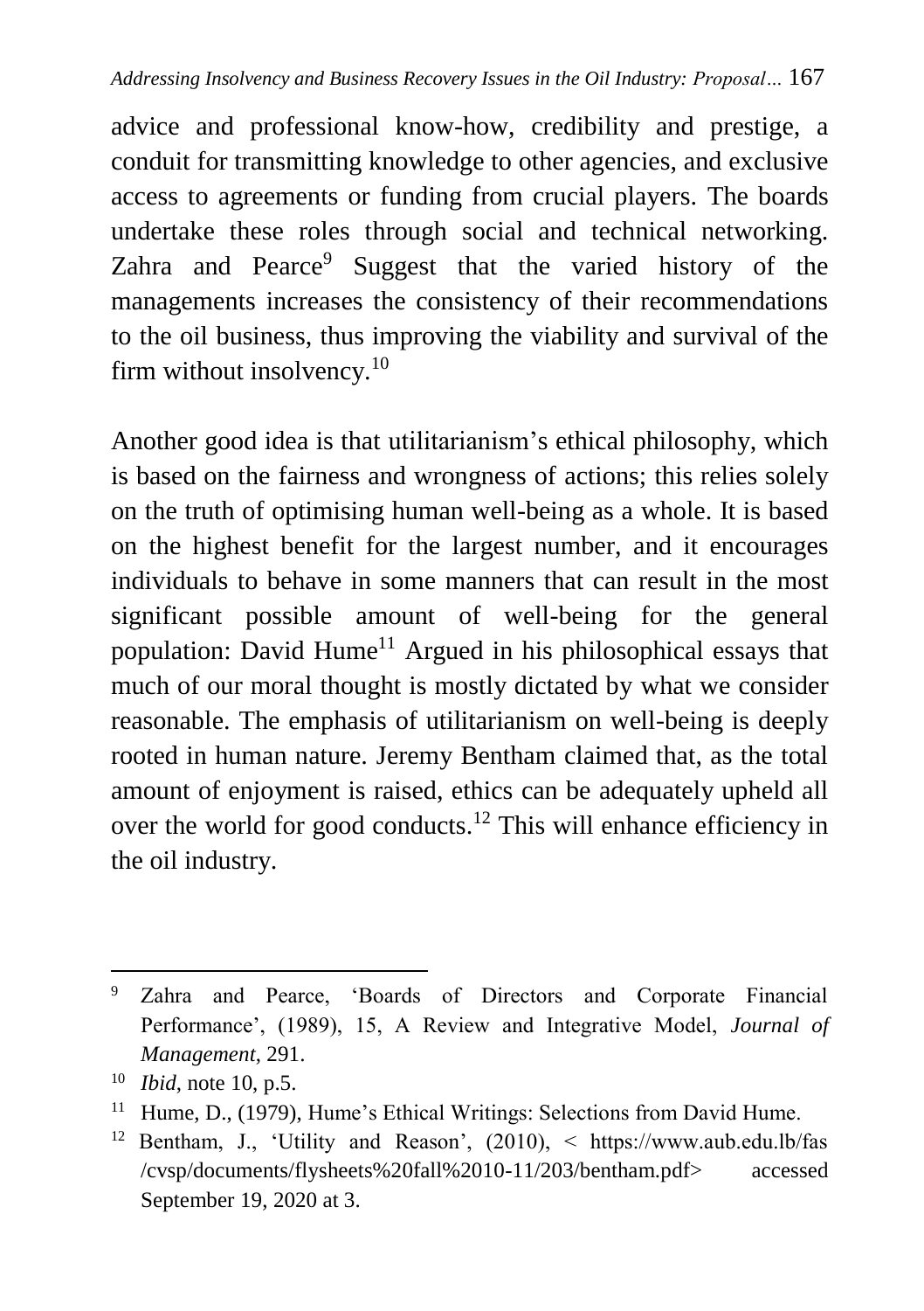advice and professional know-how, credibility and prestige, a conduit for transmitting knowledge to other agencies, and exclusive access to agreements or funding from crucial players. The boards undertake these roles through social and technical networking. Zahra and Pearce[9] Suggest that the varied history of the managements increases the consistency of their recommendations to the oil business, thus improving the viability and survival of the firm without insolvency.[10]

Another good idea is that utilitarianism's ethical philosophy, which is based on the fairness and wrongness of actions; this relies solely on the truth of optimising human well-being as a whole. It is based on the highest benefit for the largest number, and it encourages individuals to behave in some manners that can result in the most significant possible amount of well-being for the general population: David Hume[11] Argued in his philosophical essays that much of our moral thought is mostly dictated by what we consider reasonable. The emphasis of utilitarianism on well-being is deeply rooted in human nature. Jeremy Bentham claimed that, as the total amount of enjoyment is raised, ethics can be adequately upheld all over the world for good conducts.[12] This will enhance efficiency in the oil industry.

---

[9] Zahra and Pearce, 'Boards of Directors and Corporate Financial Performance', (1989), 15, A Review and Integrative Model, *Journal of Management*, 291.

[10] *Ibid*, note 10, p.5.

[11] Hume, D., (1979), Hume's Ethical Writings: Selections from David Hume.

[12] Bentham, J., 'Utility and Reason', (2010), < https://www.aub.edu.lb/fas /cvsp/documents/flysheets%20fall%2010-11/203/bentham.pdf> accessed September 19, 2020 at 3.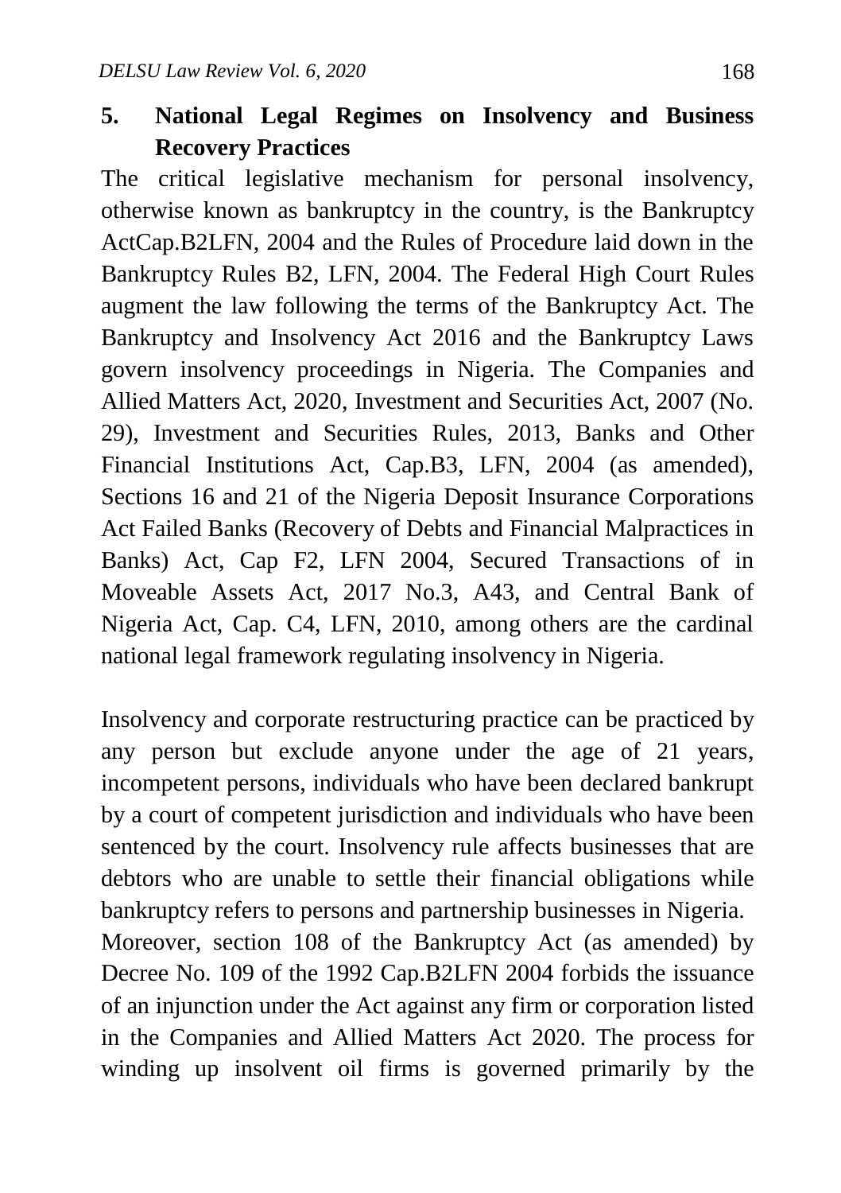## 5. National Legal Regimes on Insolvency and Business Recovery Practices

The critical legislative mechanism for personal insolvency, otherwise known as bankruptcy in the country, is the Bankruptcy ActCap.B2LFN, 2004 and the Rules of Procedure laid down in the Bankruptcy Rules B2, LFN, 2004. The Federal High Court Rules augment the law following the terms of the Bankruptcy Act. The Bankruptcy and Insolvency Act 2016 and the Bankruptcy Laws govern insolvency proceedings in Nigeria. The Companies and Allied Matters Act, 2020, Investment and Securities Act, 2007 (No. 29), Investment and Securities Rules, 2013, Banks and Other Financial Institutions Act, Cap.B3, LFN, 2004 (as amended), Sections 16 and 21 of the Nigeria Deposit Insurance Corporations Act Failed Banks (Recovery of Debts and Financial Malpractices in Banks) Act, Cap F2, LFN 2004, Secured Transactions of in Moveable Assets Act, 2017 No.3, A43, and Central Bank of Nigeria Act, Cap. C4, LFN, 2010, among others are the cardinal national legal framework regulating insolvency in Nigeria.

Insolvency and corporate restructuring practice can be practiced by any person but exclude anyone under the age of 21 years, incompetent persons, individuals who have been declared bankrupt by a court of competent jurisdiction and individuals who have been sentenced by the court. Insolvency rule affects businesses that are debtors who are unable to settle their financial obligations while bankruptcy refers to persons and partnership businesses in Nigeria. Moreover, section 108 of the Bankruptcy Act (as amended) by Decree No. 109 of the 1992 Cap.B2LFN 2004 forbids the issuance of an injunction under the Act against any firm or corporation listed in the Companies and Allied Matters Act 2020. The process for winding up insolvent oil firms is governed primarily by the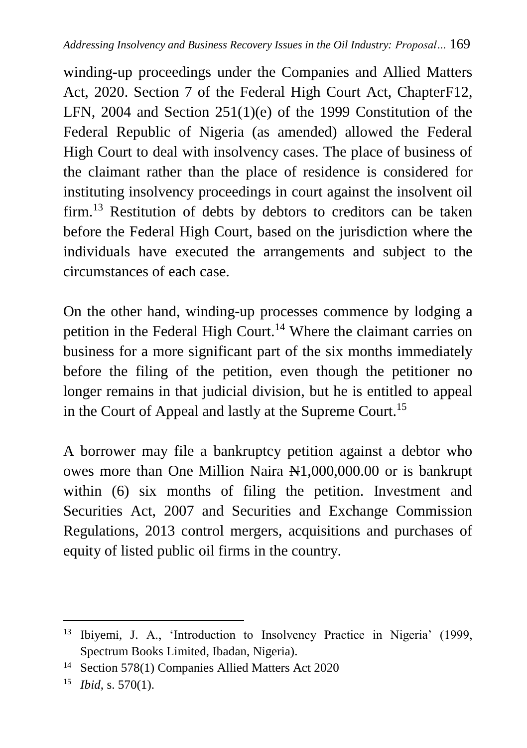winding-up proceedings under the Companies and Allied Matters Act, 2020. Section 7 of the Federal High Court Act, ChapterF12, LFN, 2004 and Section 251(1)(e) of the 1999 Constitution of the Federal Republic of Nigeria (as amended) allowed the Federal High Court to deal with insolvency cases. The place of business of the claimant rather than the place of residence is considered for instituting insolvency proceedings in court against the insolvent oil firm.[13] Restitution of debts by debtors to creditors can be taken before the Federal High Court, based on the jurisdiction where the individuals have executed the arrangements and subject to the circumstances of each case.

On the other hand, winding-up processes commence by lodging a petition in the Federal High Court.[14] Where the claimant carries on business for a more significant part of the six months immediately before the filing of the petition, even though the petitioner no longer remains in that judicial division, but he is entitled to appeal in the Court of Appeal and lastly at the Supreme Court.[15]

A borrower may file a bankruptcy petition against a debtor who owes more than One Million Naira ₦1,000,000.00 or is bankrupt within (6) six months of filing the petition. Investment and Securities Act, 2007 and Securities and Exchange Commission Regulations, 2013 control mergers, acquisitions and purchases of equity of listed public oil firms in the country.

---

[13] Ibiyemi, J. A., 'Introduction to Insolvency Practice in Nigeria' (1999, Spectrum Books Limited, Ibadan, Nigeria).

[14] Section 578(1) Companies Allied Matters Act 2020

[15] *Ibid*, s. 570(1).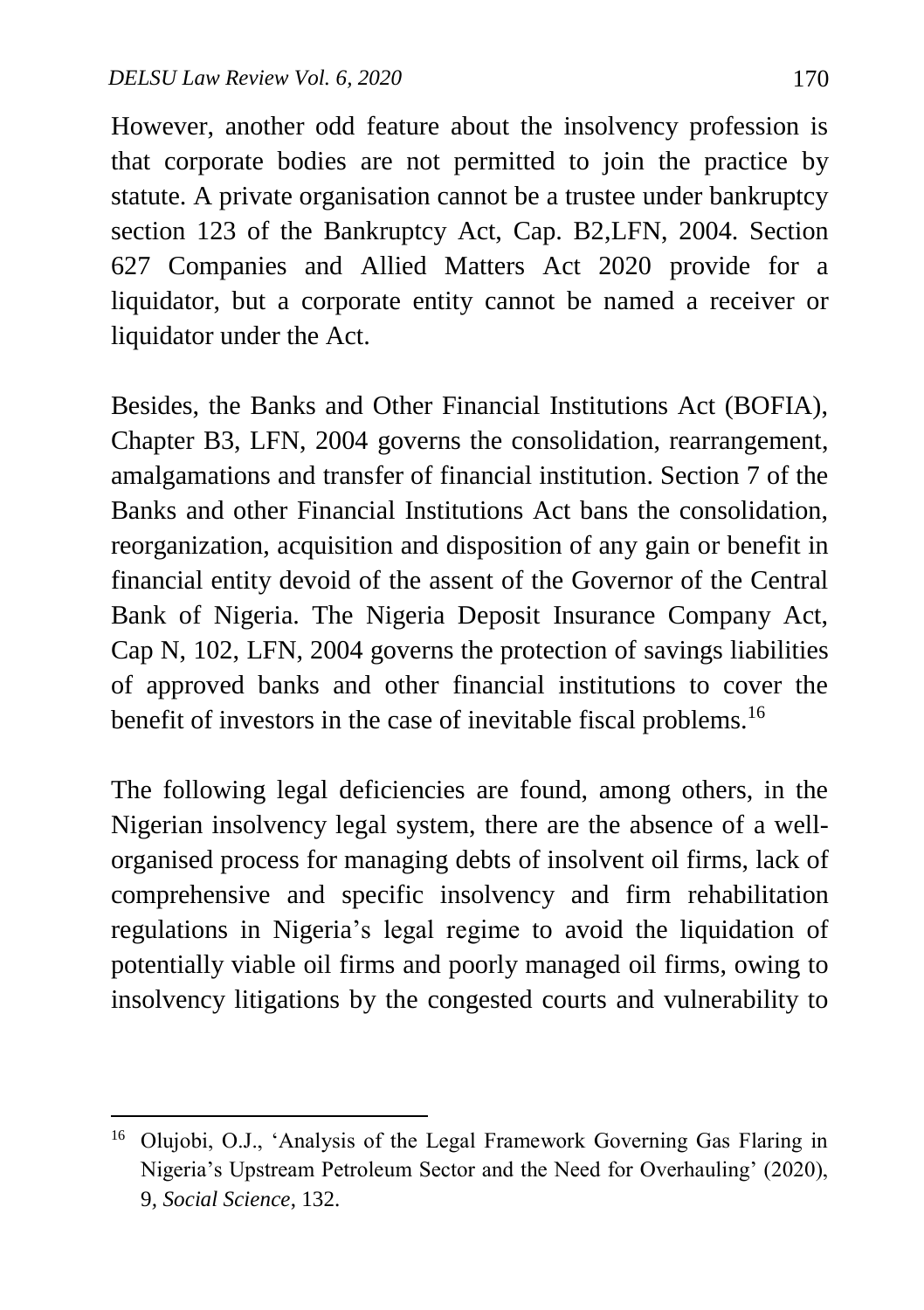However, another odd feature about the insolvency profession is that corporate bodies are not permitted to join the practice by statute. A private organisation cannot be a trustee under bankruptcy section 123 of the Bankruptcy Act, Cap. B2,LFN, 2004. Section 627 Companies and Allied Matters Act 2020 provide for a liquidator, but a corporate entity cannot be named a receiver or liquidator under the Act.

Besides, the Banks and Other Financial Institutions Act (BOFIA), Chapter B3, LFN, 2004 governs the consolidation, rearrangement, amalgamations and transfer of financial institution. Section 7 of the Banks and other Financial Institutions Act bans the consolidation, reorganization, acquisition and disposition of any gain or benefit in financial entity devoid of the assent of the Governor of the Central Bank of Nigeria. The Nigeria Deposit Insurance Company Act, Cap N, 102, LFN, 2004 governs the protection of savings liabilities of approved banks and other financial institutions to cover the benefit of investors in the case of inevitable fiscal problems.[16]

The following legal deficiencies are found, among others, in the Nigerian insolvency legal system, there are the absence of a well-organised process for managing debts of insolvent oil firms, lack of comprehensive and specific insolvency and firm rehabilitation regulations in Nigeria's legal regime to avoid the liquidation of potentially viable oil firms and poorly managed oil firms, owing to insolvency litigations by the congested courts and vulnerability to

---

[16] Olujobi, O.J., 'Analysis of the Legal Framework Governing Gas Flaring in Nigeria's Upstream Petroleum Sector and the Need for Overhauling' (2020), 9, *Social Science*, 132.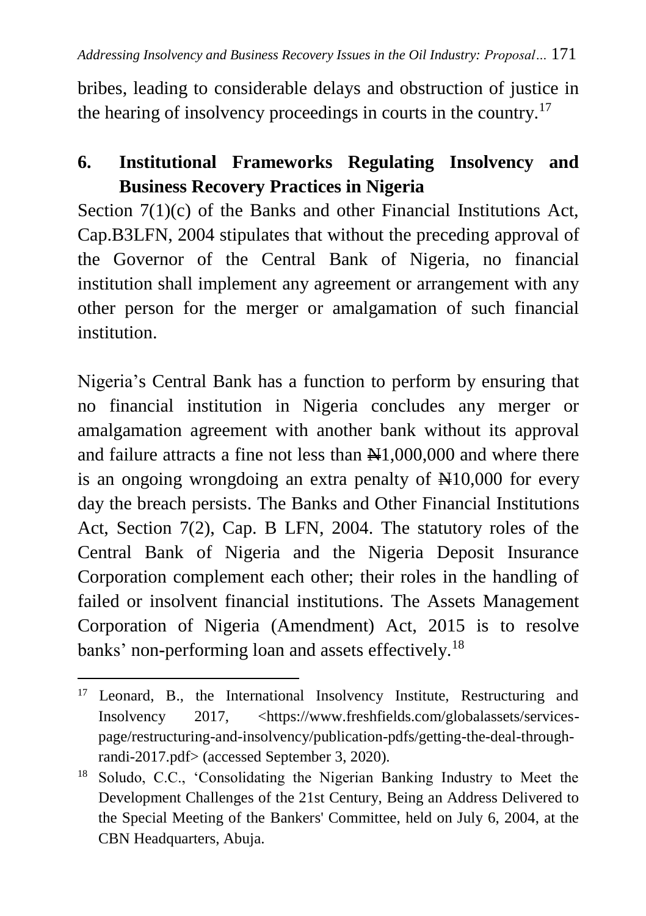bribes, leading to considerable delays and obstruction of justice in the hearing of insolvency proceedings in courts in the country.[17]

## 6. Institutional Frameworks Regulating Insolvency and Business Recovery Practices in Nigeria

Section 7(1)(c) of the Banks and other Financial Institutions Act, Cap.B3LFN, 2004 stipulates that without the preceding approval of the Governor of the Central Bank of Nigeria, no financial institution shall implement any agreement or arrangement with any other person for the merger or amalgamation of such financial institution.

Nigeria's Central Bank has a function to perform by ensuring that no financial institution in Nigeria concludes any merger or amalgamation agreement with another bank without its approval and failure attracts a fine not less than ₦1,000,000 and where there is an ongoing wrongdoing an extra penalty of ₦10,000 for every day the breach persists. The Banks and Other Financial Institutions Act, Section 7(2), Cap. B LFN, 2004. The statutory roles of the Central Bank of Nigeria and the Nigeria Deposit Insurance Corporation complement each other; their roles in the handling of failed or insolvent financial institutions. The Assets Management Corporation of Nigeria (Amendment) Act, 2015 is to resolve banks' non-performing loan and assets effectively.[18]

---

[17] Leonard, B., the International Insolvency Institute, Restructuring and Insolvency 2017, <https://www.freshfields.com/globalassets/services-page/restructuring-and-insolvency/publication-pdfs/getting-the-deal-through-randi-2017.pdf> (accessed September 3, 2020).

[18] Soludo, C.C., 'Consolidating the Nigerian Banking Industry to Meet the Development Challenges of the 21st Century, Being an Address Delivered to the Special Meeting of the Bankers' Committee, held on July 6, 2004, at the CBN Headquarters, Abuja.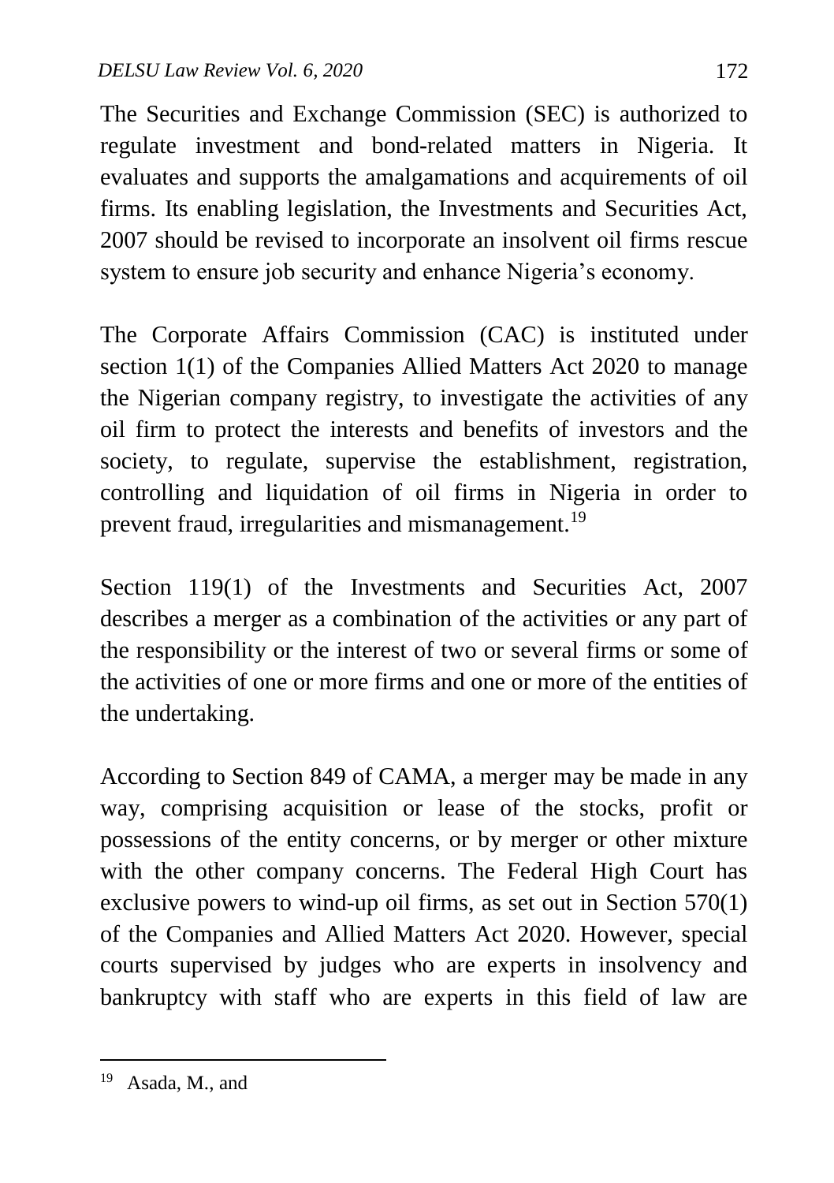The Securities and Exchange Commission (SEC) is authorized to regulate investment and bond-related matters in Nigeria. It evaluates and supports the amalgamations and acquirements of oil firms. Its enabling legislation, the Investments and Securities Act, 2007 should be revised to incorporate an insolvent oil firms rescue system to ensure job security and enhance Nigeria's economy.

The Corporate Affairs Commission (CAC) is instituted under section 1(1) of the Companies Allied Matters Act 2020 to manage the Nigerian company registry, to investigate the activities of any oil firm to protect the interests and benefits of investors and the society, to regulate, supervise the establishment, registration, controlling and liquidation of oil firms in Nigeria in order to prevent fraud, irregularities and mismanagement.[19]

Section 119(1) of the Investments and Securities Act, 2007 describes a merger as a combination of the activities or any part of the responsibility or the interest of two or several firms or some of the activities of one or more firms and one or more of the entities of the undertaking.

According to Section 849 of CAMA, a merger may be made in any way, comprising acquisition or lease of the stocks, profit or possessions of the entity concerns, or by merger or other mixture with the other company concerns. The Federal High Court has exclusive powers to wind-up oil firms, as set out in Section 570(1) of the Companies and Allied Matters Act 2020. However, special courts supervised by judges who are experts in insolvency and bankruptcy with staff who are experts in this field of law are

---

[19] Asada, M., and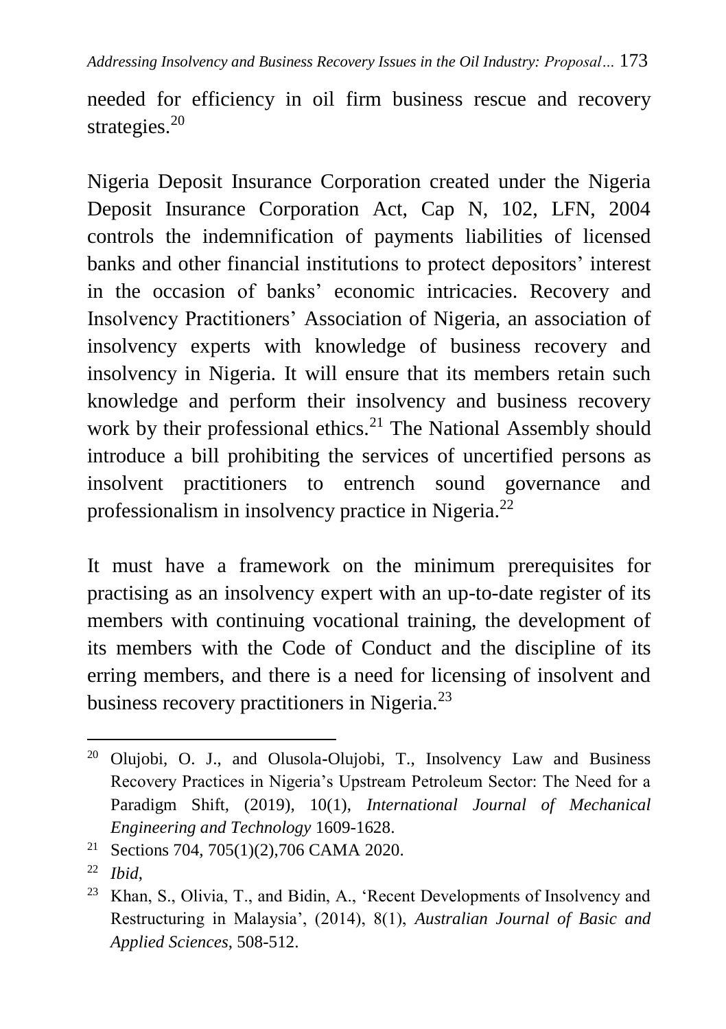needed for efficiency in oil firm business rescue and recovery strategies.[20]

Nigeria Deposit Insurance Corporation created under the Nigeria Deposit Insurance Corporation Act, Cap N, 102, LFN, 2004 controls the indemnification of payments liabilities of licensed banks and other financial institutions to protect depositors' interest in the occasion of banks' economic intricacies. Recovery and Insolvency Practitioners' Association of Nigeria, an association of insolvency experts with knowledge of business recovery and insolvency in Nigeria. It will ensure that its members retain such knowledge and perform their insolvency and business recovery work by their professional ethics.[21] The National Assembly should introduce a bill prohibiting the services of uncertified persons as insolvent practitioners to entrench sound governance and professionalism in insolvency practice in Nigeria.[22]

It must have a framework on the minimum prerequisites for practising as an insolvency expert with an up-to-date register of its members with continuing vocational training, the development of its members with the Code of Conduct and the discipline of its erring members, and there is a need for licensing of insolvent and business recovery practitioners in Nigeria.[23]

---

[20] Olujobi, O. J., and Olusola-Olujobi, T., Insolvency Law and Business Recovery Practices in Nigeria's Upstream Petroleum Sector: The Need for a Paradigm Shift, (2019), 10(1), *International Journal of Mechanical Engineering and Technology* 1609-1628.

[21] Sections 704, 705(1)(2),706 CAMA 2020.

[22] *Ibid*,

[23] Khan, S., Olivia, T., and Bidin, A., 'Recent Developments of Insolvency and Restructuring in Malaysia', (2014), 8(1), *Australian Journal of Basic and Applied Sciences*, 508-512.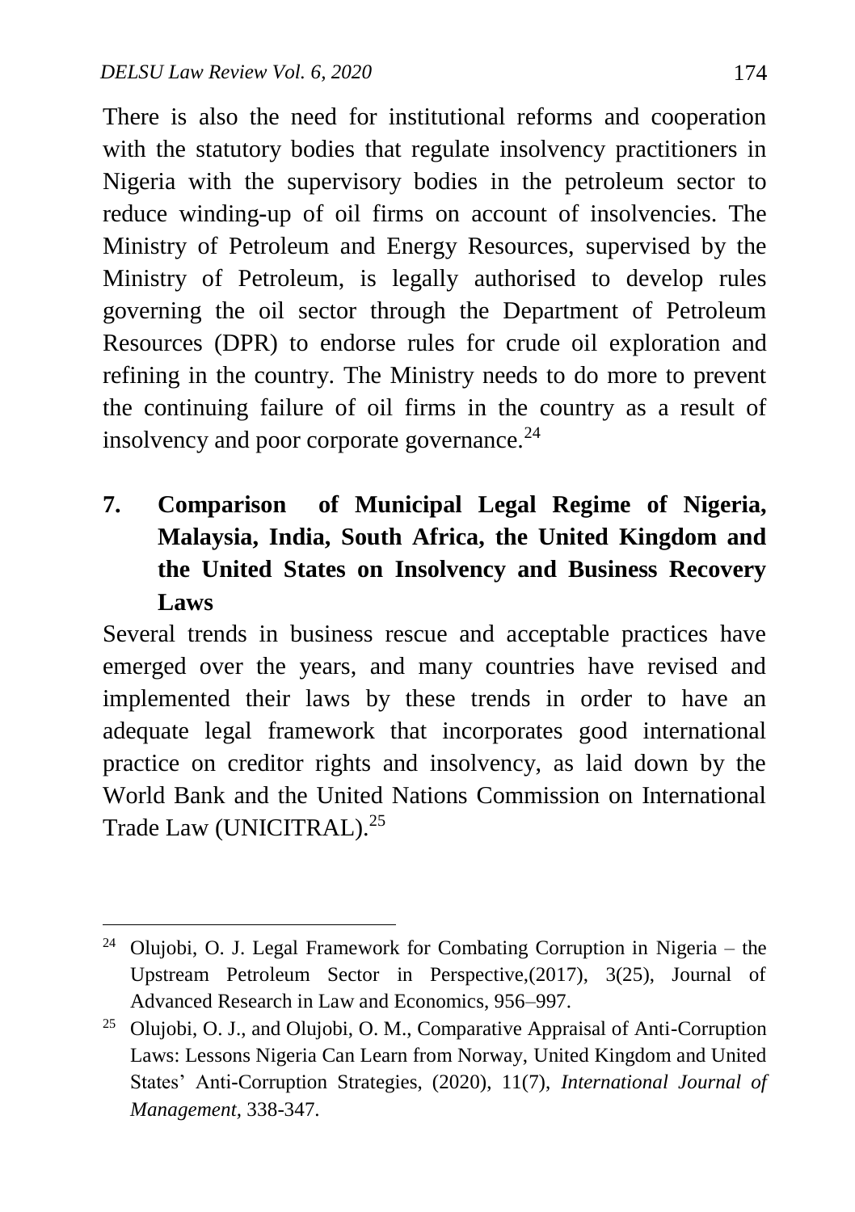There is also the need for institutional reforms and cooperation with the statutory bodies that regulate insolvency practitioners in Nigeria with the supervisory bodies in the petroleum sector to reduce winding-up of oil firms on account of insolvencies. The Ministry of Petroleum and Energy Resources, supervised by the Ministry of Petroleum, is legally authorised to develop rules governing the oil sector through the Department of Petroleum Resources (DPR) to endorse rules for crude oil exploration and refining in the country. The Ministry needs to do more to prevent the continuing failure of oil firms in the country as a result of insolvency and poor corporate governance.[24]

## 7. Comparison of Municipal Legal Regime of Nigeria, Malaysia, India, South Africa, the United Kingdom and the United States on Insolvency and Business Recovery Laws

Several trends in business rescue and acceptable practices have emerged over the years, and many countries have revised and implemented their laws by these trends in order to have an adequate legal framework that incorporates good international practice on creditor rights and insolvency, as laid down by the World Bank and the United Nations Commission on International Trade Law (UNICITRAL).[25]

---

[24] Olujobi, O. J. Legal Framework for Combating Corruption in Nigeria – the Upstream Petroleum Sector in Perspective,(2017), 3(25), Journal of Advanced Research in Law and Economics, 956–997.

[25] Olujobi, O. J., and Olujobi, O. M., Comparative Appraisal of Anti-Corruption Laws: Lessons Nigeria Can Learn from Norway, United Kingdom and United States' Anti-Corruption Strategies, (2020), 11(7), *International Journal of Management*, 338-347.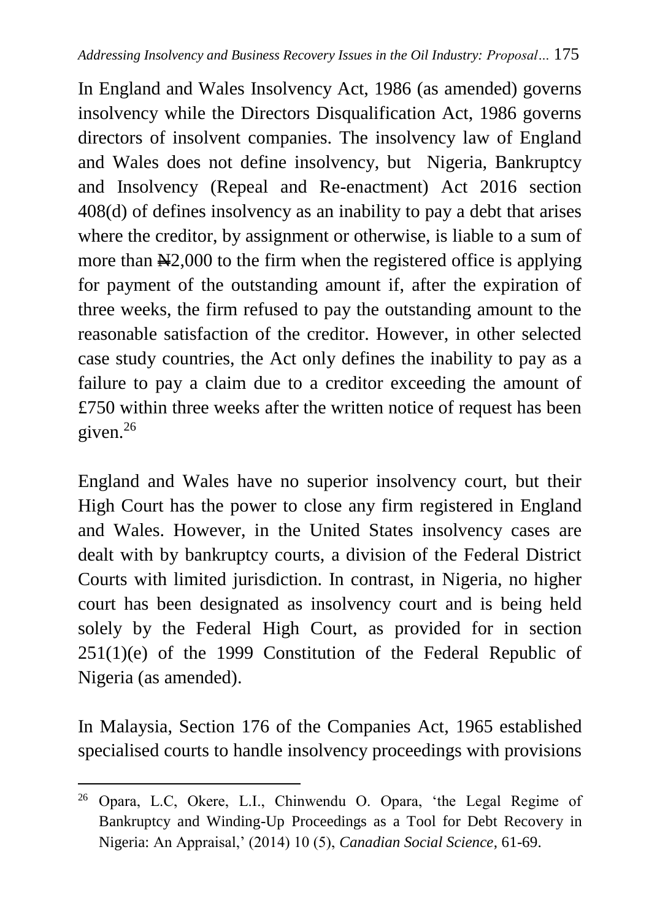In England and Wales Insolvency Act, 1986 (as amended) governs insolvency while the Directors Disqualification Act, 1986 governs directors of insolvent companies. The insolvency law of England and Wales does not define insolvency, but Nigeria, Bankruptcy and Insolvency (Repeal and Re-enactment) Act 2016 section 408(d) of defines insolvency as an inability to pay a debt that arises where the creditor, by assignment or otherwise, is liable to a sum of more than ₦2,000 to the firm when the registered office is applying for payment of the outstanding amount if, after the expiration of three weeks, the firm refused to pay the outstanding amount to the reasonable satisfaction of the creditor. However, in other selected case study countries, the Act only defines the inability to pay as a failure to pay a claim due to a creditor exceeding the amount of £750 within three weeks after the written notice of request has been given.[26]

England and Wales have no superior insolvency court, but their High Court has the power to close any firm registered in England and Wales. However, in the United States insolvency cases are dealt with by bankruptcy courts, a division of the Federal District Courts with limited jurisdiction. In contrast, in Nigeria, no higher court has been designated as insolvency court and is being held solely by the Federal High Court, as provided for in section 251(1)(e) of the 1999 Constitution of the Federal Republic of Nigeria (as amended).

In Malaysia, Section 176 of the Companies Act, 1965 established specialised courts to handle insolvency proceedings with provisions

---

[26] Opara, L.C, Okere, L.I., Chinwendu O. Opara, 'the Legal Regime of Bankruptcy and Winding-Up Proceedings as a Tool for Debt Recovery in Nigeria: An Appraisal,' (2014) 10 (5), *Canadian Social Science*, 61-69.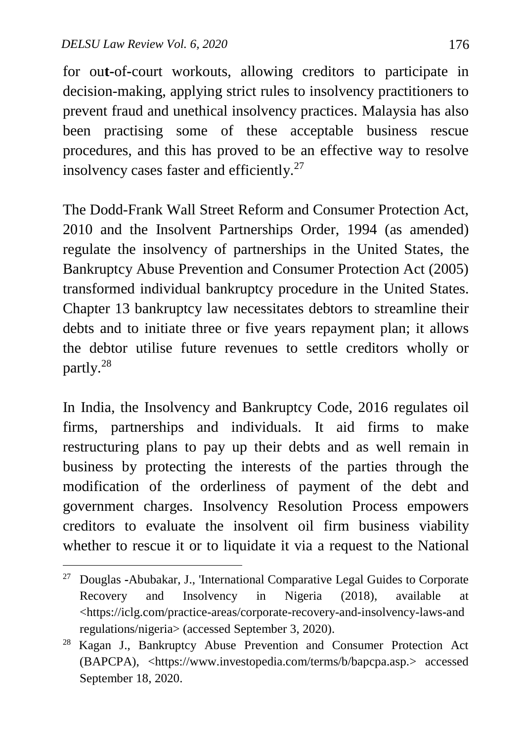for out-of-court workouts, allowing creditors to participate in decision-making, applying strict rules to insolvency practitioners to prevent fraud and unethical insolvency practices. Malaysia has also been practising some of these acceptable business rescue procedures, and this has proved to be an effective way to resolve insolvency cases faster and efficiently.[27]

The Dodd-Frank Wall Street Reform and Consumer Protection Act, 2010 and the Insolvent Partnerships Order, 1994 (as amended) regulate the insolvency of partnerships in the United States, the Bankruptcy Abuse Prevention and Consumer Protection Act (2005) transformed individual bankruptcy procedure in the United States. Chapter 13 bankruptcy law necessitates debtors to streamline their debts and to initiate three or five years repayment plan; it allows the debtor utilise future revenues to settle creditors wholly or partly.[28]

In India, the Insolvency and Bankruptcy Code, 2016 regulates oil firms, partnerships and individuals. It aid firms to make restructuring plans to pay up their debts and as well remain in business by protecting the interests of the parties through the modification of the orderliness of payment of the debt and government charges. Insolvency Resolution Process empowers creditors to evaluate the insolvent oil firm business viability whether to rescue it or to liquidate it via a request to the National

---

[27] Douglas -Abubakar, J., 'International Comparative Legal Guides to Corporate Recovery and Insolvency in Nigeria (2018), available at <https://iclg.com/practice-areas/corporate-recovery-and-insolvency-laws-and regulations/nigeria> (accessed September 3, 2020).

[28] Kagan J., Bankruptcy Abuse Prevention and Consumer Protection Act (BAPCPA), <https://www.investopedia.com/terms/b/bapcpa.asp.> accessed September 18, 2020.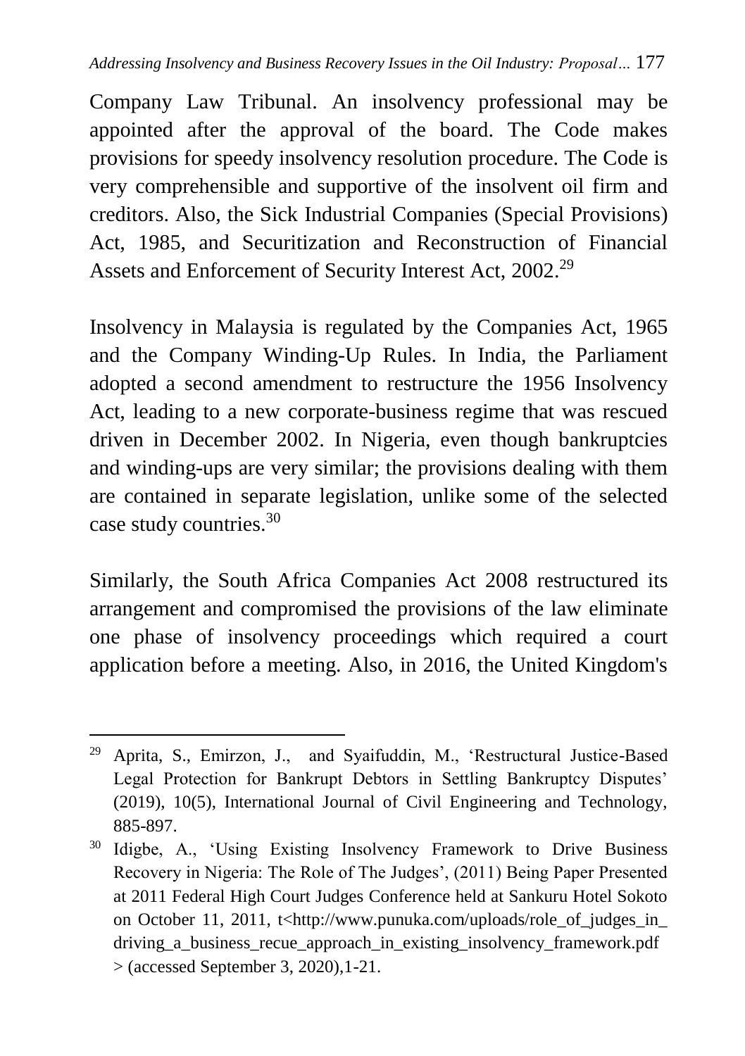Company Law Tribunal. An insolvency professional may be appointed after the approval of the board. The Code makes provisions for speedy insolvency resolution procedure. The Code is very comprehensible and supportive of the insolvent oil firm and creditors. Also, the Sick Industrial Companies (Special Provisions) Act, 1985, and Securitization and Reconstruction of Financial Assets and Enforcement of Security Interest Act, 2002.[29]

Insolvency in Malaysia is regulated by the Companies Act, 1965 and the Company Winding-Up Rules. In India, the Parliament adopted a second amendment to restructure the 1956 Insolvency Act, leading to a new corporate-business regime that was rescued driven in December 2002. In Nigeria, even though bankruptcies and winding-ups are very similar; the provisions dealing with them are contained in separate legislation, unlike some of the selected case study countries.[30]

Similarly, the South Africa Companies Act 2008 restructured its arrangement and compromised the provisions of the law eliminate one phase of insolvency proceedings which required a court application before a meeting. Also, in 2016, the United Kingdom's

---

[29] Aprita, S., Emirzon, J., and Syaifuddin, M., 'Restructural Justice-Based Legal Protection for Bankrupt Debtors in Settling Bankruptcy Disputes' (2019), 10(5), International Journal of Civil Engineering and Technology, 885-897.

[30] Idigbe, A., 'Using Existing Insolvency Framework to Drive Business Recovery in Nigeria: The Role of The Judges', (2011) Being Paper Presented at 2011 Federal High Court Judges Conference held at Sankuru Hotel Sokoto on October 11, 2011, t<http://www.punuka.com/uploads/role_of_judges_in_driving_a_business_recue_approach_in_existing_insolvency_framework.pdf > (accessed September 3, 2020),1-21.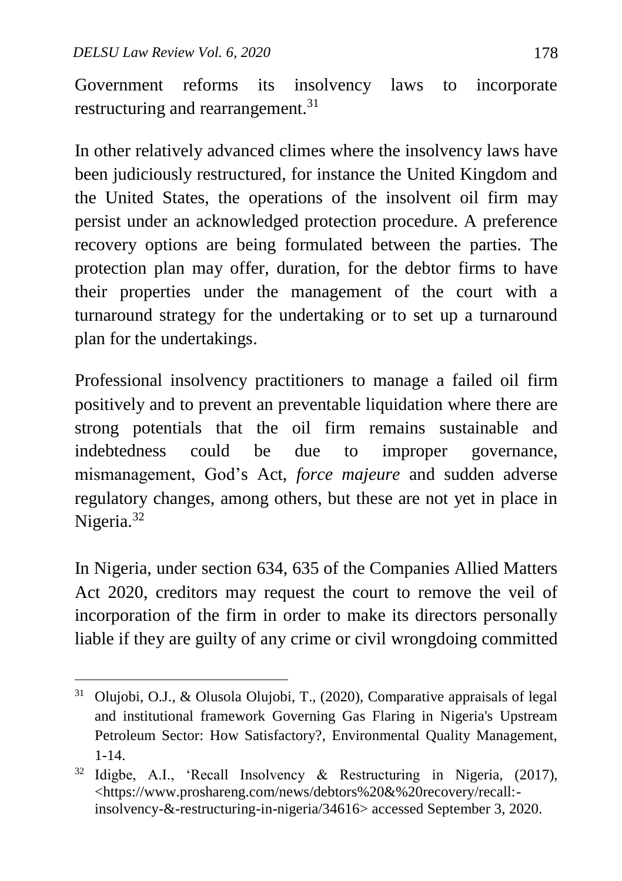Government reforms its insolvency laws to incorporate restructuring and rearrangement.[31]

In other relatively advanced climes where the insolvency laws have been judiciously restructured, for instance the United Kingdom and the United States, the operations of the insolvent oil firm may persist under an acknowledged protection procedure. A preference recovery options are being formulated between the parties. The protection plan may offer, duration, for the debtor firms to have their properties under the management of the court with a turnaround strategy for the undertaking or to set up a turnaround plan for the undertakings.

Professional insolvency practitioners to manage a failed oil firm positively and to prevent an preventable liquidation where there are strong potentials that the oil firm remains sustainable and indebtedness could be due to improper governance, mismanagement, God's Act, *force majeure* and sudden adverse regulatory changes, among others, but these are not yet in place in Nigeria.[32]

In Nigeria, under section 634, 635 of the Companies Allied Matters Act 2020, creditors may request the court to remove the veil of incorporation of the firm in order to make its directors personally liable if they are guilty of any crime or civil wrongdoing committed

---

[31] Olujobi, O.J., & Olusola Olujobi, T., (2020), Comparative appraisals of legal and institutional framework Governing Gas Flaring in Nigeria's Upstream Petroleum Sector: How Satisfactory?, Environmental Quality Management, 1-14.

[32] Idigbe, A.I., 'Recall Insolvency & Restructuring in Nigeria, (2017), <https://www.proshareng.com/news/debtors%20&%20recovery/recall:-insolvency-&-restructuring-in-nigeria/34616> accessed September 3, 2020.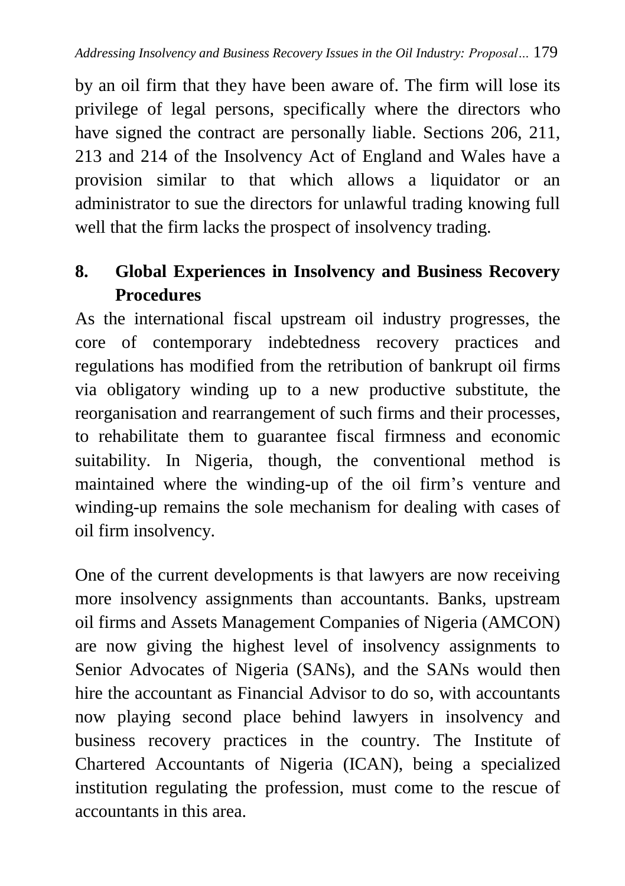by an oil firm that they have been aware of. The firm will lose its privilege of legal persons, specifically where the directors who have signed the contract are personally liable. Sections 206, 211, 213 and 214 of the Insolvency Act of England and Wales have a provision similar to that which allows a liquidator or an administrator to sue the directors for unlawful trading knowing full well that the firm lacks the prospect of insolvency trading.

## 8. Global Experiences in Insolvency and Business Recovery Procedures

As the international fiscal upstream oil industry progresses, the core of contemporary indebtedness recovery practices and regulations has modified from the retribution of bankrupt oil firms via obligatory winding up to a new productive substitute, the reorganisation and rearrangement of such firms and their processes, to rehabilitate them to guarantee fiscal firmness and economic suitability. In Nigeria, though, the conventional method is maintained where the winding-up of the oil firm's venture and winding-up remains the sole mechanism for dealing with cases of oil firm insolvency.

One of the current developments is that lawyers are now receiving more insolvency assignments than accountants. Banks, upstream oil firms and Assets Management Companies of Nigeria (AMCON) are now giving the highest level of insolvency assignments to Senior Advocates of Nigeria (SANs), and the SANs would then hire the accountant as Financial Advisor to do so, with accountants now playing second place behind lawyers in insolvency and business recovery practices in the country. The Institute of Chartered Accountants of Nigeria (ICAN), being a specialized institution regulating the profession, must come to the rescue of accountants in this area.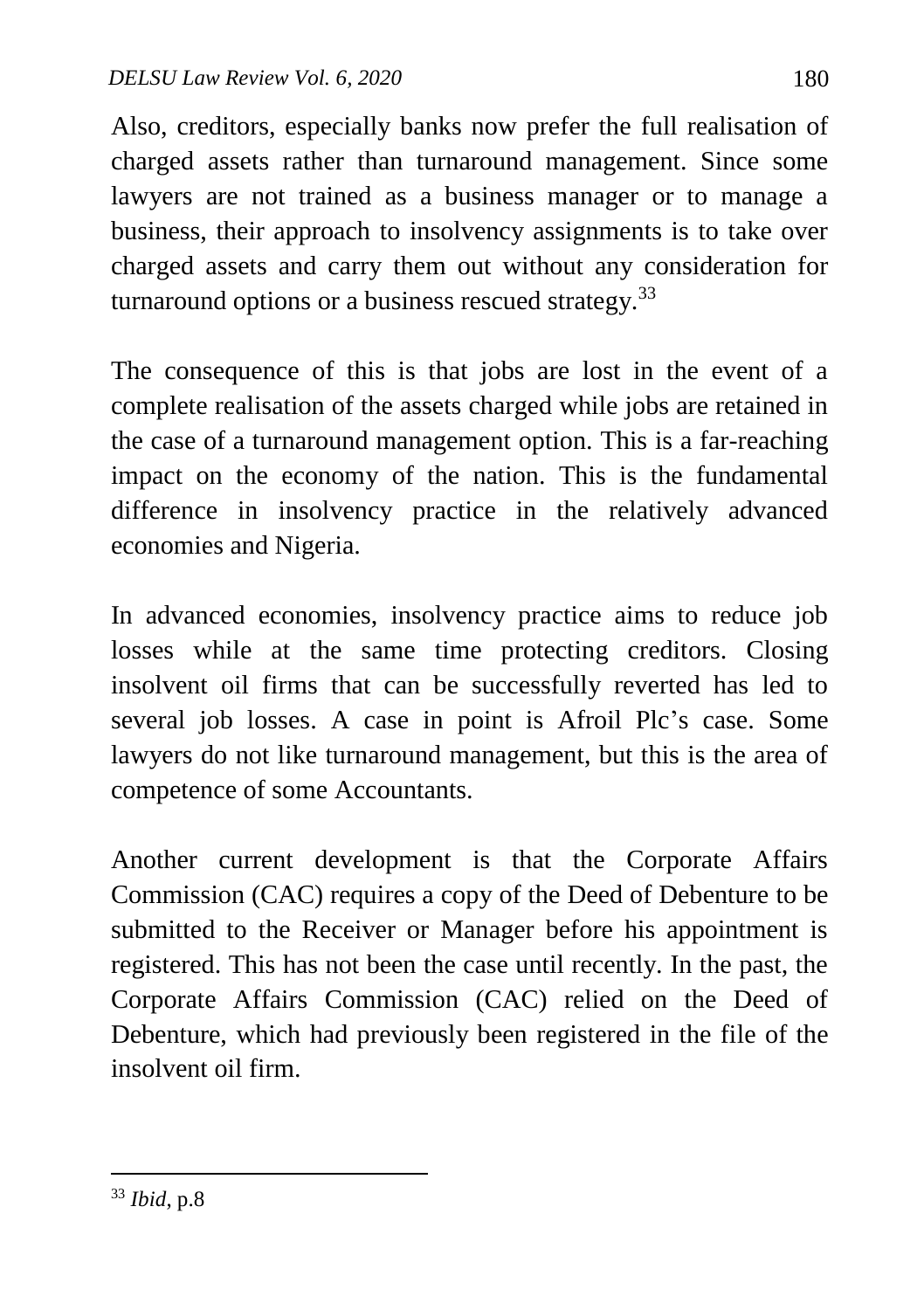Also, creditors, especially banks now prefer the full realisation of charged assets rather than turnaround management. Since some lawyers are not trained as a business manager or to manage a business, their approach to insolvency assignments is to take over charged assets and carry them out without any consideration for turnaround options or a business rescued strategy.[33]

The consequence of this is that jobs are lost in the event of a complete realisation of the assets charged while jobs are retained in the case of a turnaround management option. This is a far-reaching impact on the economy of the nation. This is the fundamental difference in insolvency practice in the relatively advanced economies and Nigeria.

In advanced economies, insolvency practice aims to reduce job losses while at the same time protecting creditors. Closing insolvent oil firms that can be successfully reverted has led to several job losses. A case in point is Afroil Plc's case. Some lawyers do not like turnaround management, but this is the area of competence of some Accountants.

Another current development is that the Corporate Affairs Commission (CAC) requires a copy of the Deed of Debenture to be submitted to the Receiver or Manager before his appointment is registered. This has not been the case until recently. In the past, the Corporate Affairs Commission (CAC) relied on the Deed of Debenture, which had previously been registered in the file of the insolvent oil firm.

---

[33] *Ibid*, p.8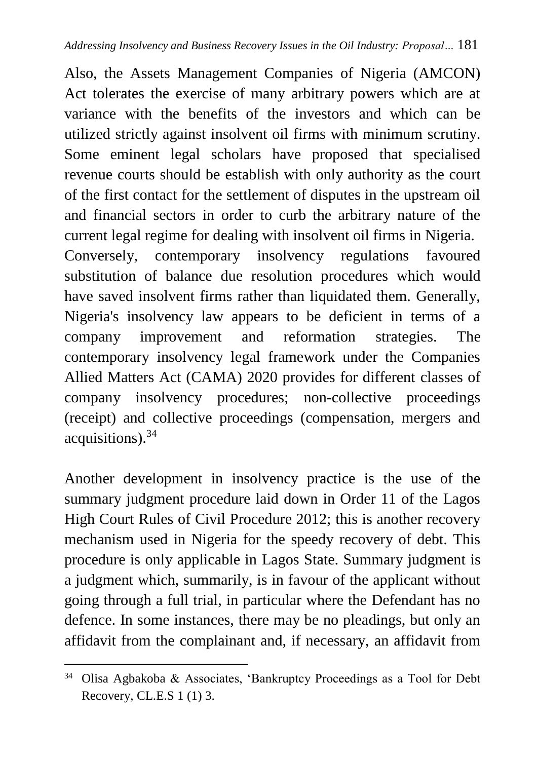Also, the Assets Management Companies of Nigeria (AMCON) Act tolerates the exercise of many arbitrary powers which are at variance with the benefits of the investors and which can be utilized strictly against insolvent oil firms with minimum scrutiny. Some eminent legal scholars have proposed that specialised revenue courts should be establish with only authority as the court of the first contact for the settlement of disputes in the upstream oil and financial sectors in order to curb the arbitrary nature of the current legal regime for dealing with insolvent oil firms in Nigeria.
Conversely, contemporary insolvency regulations favoured substitution of balance due resolution procedures which would have saved insolvent firms rather than liquidated them. Generally, Nigeria's insolvency law appears to be deficient in terms of a company improvement and reformation strategies. The contemporary insolvency legal framework under the Companies Allied Matters Act (CAMA) 2020 provides for different classes of company insolvency procedures; non-collective proceedings (receipt) and collective proceedings (compensation, mergers and acquisitions).[34]

Another development in insolvency practice is the use of the summary judgment procedure laid down in Order 11 of the Lagos High Court Rules of Civil Procedure 2012; this is another recovery mechanism used in Nigeria for the speedy recovery of debt. This procedure is only applicable in Lagos State. Summary judgment is a judgment which, summarily, is in favour of the applicant without going through a full trial, in particular where the Defendant has no defence. In some instances, there may be no pleadings, but only an affidavit from the complainant and, if necessary, an affidavit from

---

[34] Olisa Agbakoba & Associates, 'Bankruptcy Proceedings as a Tool for Debt Recovery, CL.E.S 1 (1) 3.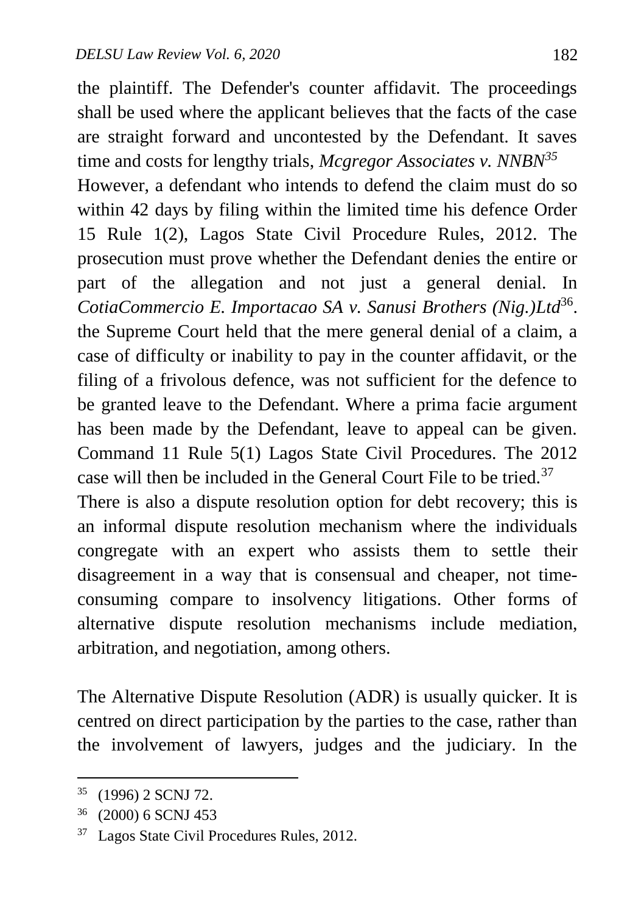the plaintiff. The Defender's counter affidavit. The proceedings shall be used where the applicant believes that the facts of the case are straight forward and uncontested by the Defendant. It saves time and costs for lengthy trials, *Mcgregor Associates v. NNBN*[35]

However, a defendant who intends to defend the claim must do so within 42 days by filing within the limited time his defence Order 15 Rule 1(2), Lagos State Civil Procedure Rules, 2012. The prosecution must prove whether the Defendant denies the entire or part of the allegation and not just a general denial. In *CotiaCommercio E. Importacao SA v. Sanusi Brothers (Nig.)Ltd*[36]. the Supreme Court held that the mere general denial of a claim, a case of difficulty or inability to pay in the counter affidavit, or the filing of a frivolous defence, was not sufficient for the defence to be granted leave to the Defendant. Where a prima facie argument has been made by the Defendant, leave to appeal can be given. Command 11 Rule 5(1) Lagos State Civil Procedures. The 2012 case will then be included in the General Court File to be tried.[37]

There is also a dispute resolution option for debt recovery; this is an informal dispute resolution mechanism where the individuals congregate with an expert who assists them to settle their disagreement in a way that is consensual and cheaper, not time-consuming compare to insolvency litigations. Other forms of alternative dispute resolution mechanisms include mediation, arbitration, and negotiation, among others.

The Alternative Dispute Resolution (ADR) is usually quicker. It is centred on direct participation by the parties to the case, rather than the involvement of lawyers, judges and the judiciary. In the

---

[35] (1996) 2 SCNJ 72.

[36] (2000) 6 SCNJ 453

[37] Lagos State Civil Procedures Rules, 2012.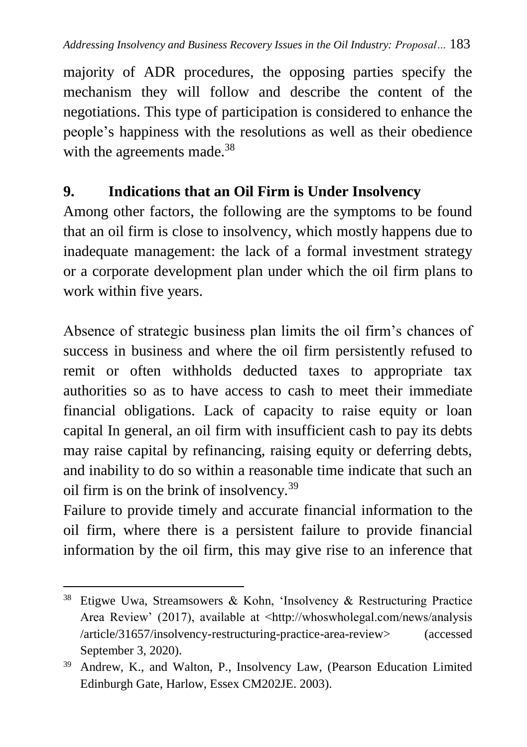majority of ADR procedures, the opposing parties specify the mechanism they will follow and describe the content of the negotiations. This type of participation is considered to enhance the people's happiness with the resolutions as well as their obedience with the agreements made.[38]

## 9. Indications that an Oil Firm is Under Insolvency

Among other factors, the following are the symptoms to be found that an oil firm is close to insolvency, which mostly happens due to inadequate management: the lack of a formal investment strategy or a corporate development plan under which the oil firm plans to work within five years.

Absence of strategic business plan limits the oil firm's chances of success in business and where the oil firm persistently refused to remit or often withholds deducted taxes to appropriate tax authorities so as to have access to cash to meet their immediate financial obligations. Lack of capacity to raise equity or loan capital In general, an oil firm with insufficient cash to pay its debts may raise capital by refinancing, raising equity or deferring debts, and inability to do so within a reasonable time indicate that such an oil firm is on the brink of insolvency.[39]

Failure to provide timely and accurate financial information to the oil firm, where there is a persistent failure to provide financial information by the oil firm, this may give rise to an inference that

---

[38] Etigwe Uwa, Streamsowers & Kohn, 'Insolvency & Restructuring Practice Area Review' (2017), available at <http://whoswholegal.com/news/analysis/article/31657/insolvency-restructuring-practice-area-review> (accessed September 3, 2020).

[39] Andrew, K., and Walton, P., Insolvency Law, (Pearson Education Limited Edinburgh Gate, Harlow, Essex CM202JE. 2003).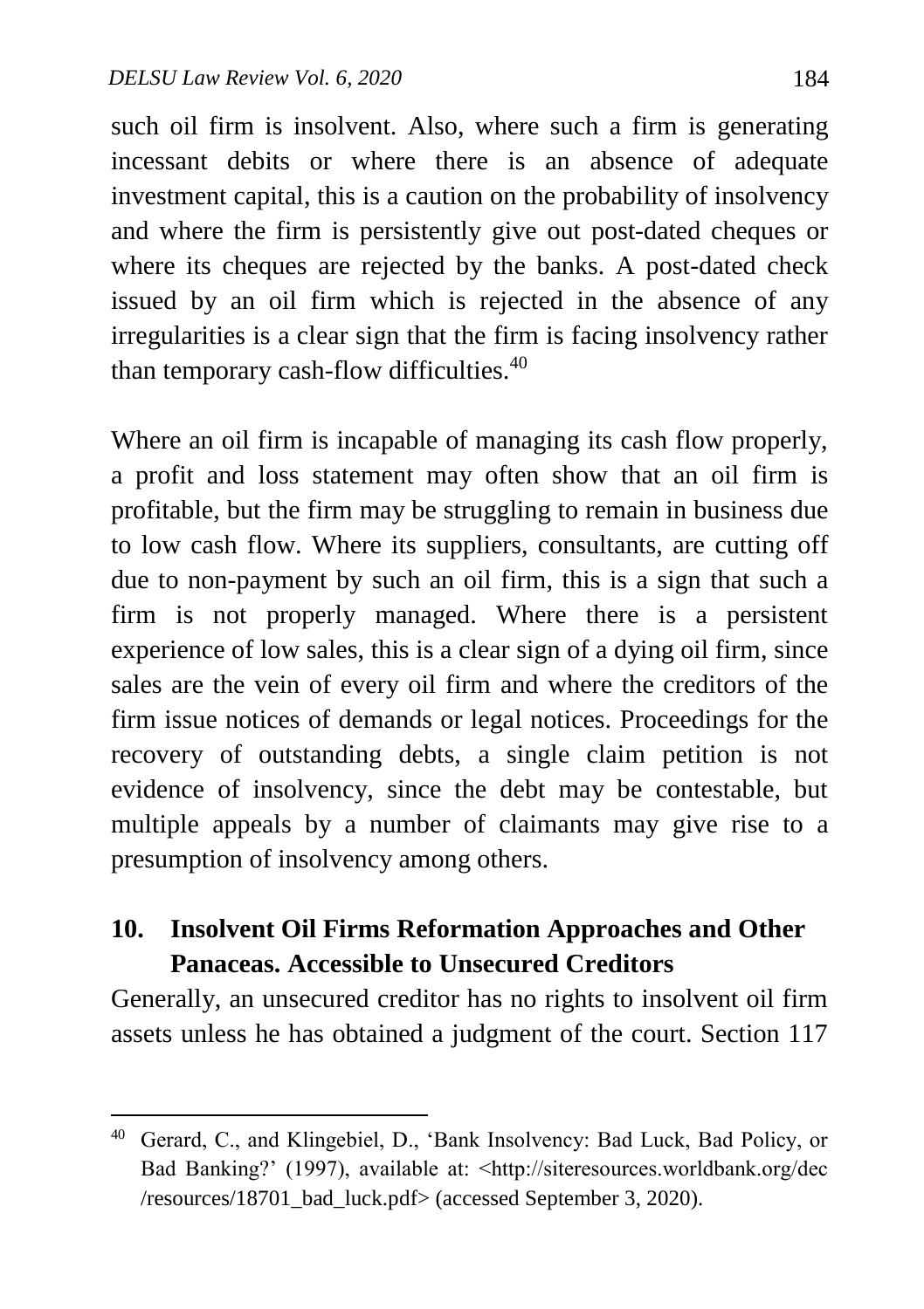such oil firm is insolvent. Also, where such a firm is generating incessant debits or where there is an absence of adequate investment capital, this is a caution on the probability of insolvency and where the firm is persistently give out post-dated cheques or where its cheques are rejected by the banks. A post-dated check issued by an oil firm which is rejected in the absence of any irregularities is a clear sign that the firm is facing insolvency rather than temporary cash-flow difficulties.[40]

Where an oil firm is incapable of managing its cash flow properly, a profit and loss statement may often show that an oil firm is profitable, but the firm may be struggling to remain in business due to low cash flow. Where its suppliers, consultants, are cutting off due to non-payment by such an oil firm, this is a sign that such a firm is not properly managed. Where there is a persistent experience of low sales, this is a clear sign of a dying oil firm, since sales are the vein of every oil firm and where the creditors of the firm issue notices of demands or legal notices. Proceedings for the recovery of outstanding debts, a single claim petition is not evidence of insolvency, since the debt may be contestable, but multiple appeals by a number of claimants may give rise to a presumption of insolvency among others.

## 10. Insolvent Oil Firms Reformation Approaches and Other Panaceas. Accessible to Unsecured Creditors

Generally, an unsecured creditor has no rights to insolvent oil firm assets unless he has obtained a judgment of the court. Section 117

---

[40] Gerard, C., and Klingebiel, D., 'Bank Insolvency: Bad Luck, Bad Policy, or Bad Banking?' (1997), available at: <http://siteresources.worldbank.org/dec/resources/18701_bad_luck.pdf> (accessed September 3, 2020).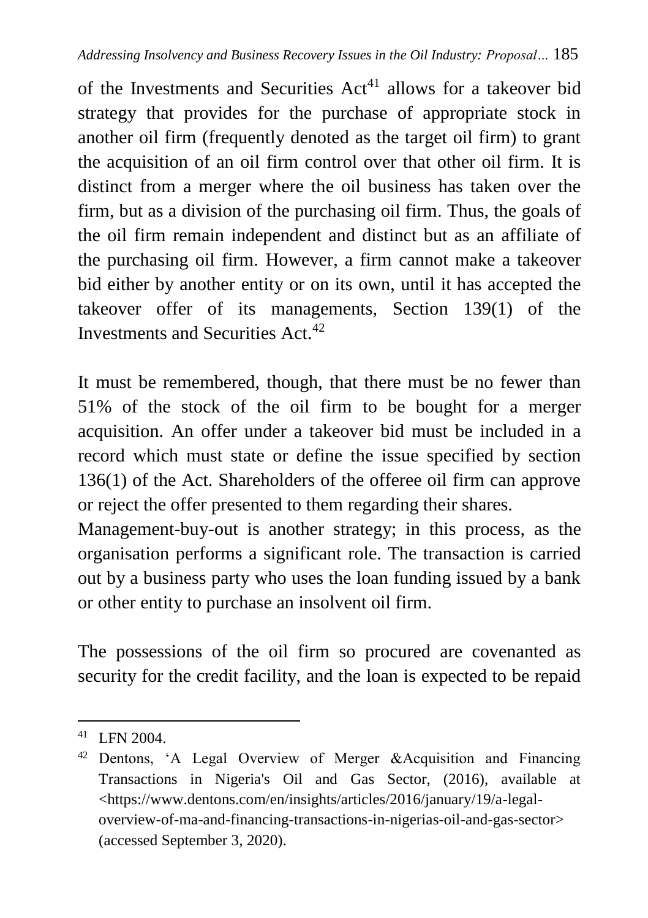of the Investments and Securities Act[41] allows for a takeover bid strategy that provides for the purchase of appropriate stock in another oil firm (frequently denoted as the target oil firm) to grant the acquisition of an oil firm control over that other oil firm. It is distinct from a merger where the oil business has taken over the firm, but as a division of the purchasing oil firm. Thus, the goals of the oil firm remain independent and distinct but as an affiliate of the purchasing oil firm. However, a firm cannot make a takeover bid either by another entity or on its own, until it has accepted the takeover offer of its managements, Section 139(1) of the Investments and Securities Act.[42]

It must be remembered, though, that there must be no fewer than 51% of the stock of the oil firm to be bought for a merger acquisition. An offer under a takeover bid must be included in a record which must state or define the issue specified by section 136(1) of the Act. Shareholders of the offeree oil firm can approve or reject the offer presented to them regarding their shares.

Management-buy-out is another strategy; in this process, as the organisation performs a significant role. The transaction is carried out by a business party who uses the loan funding issued by a bank or other entity to purchase an insolvent oil firm.

The possessions of the oil firm so procured are covenanted as security for the credit facility, and the loan is expected to be repaid

---

[41] LFN 2004.

[42] Dentons, 'A Legal Overview of Merger &Acquisition and Financing Transactions in Nigeria's Oil and Gas Sector, (2016), available at <https://www.dentons.com/en/insights/articles/2016/january/19/a-legal-overview-of-ma-and-financing-transactions-in-nigerias-oil-and-gas-sector> (accessed September 3, 2020).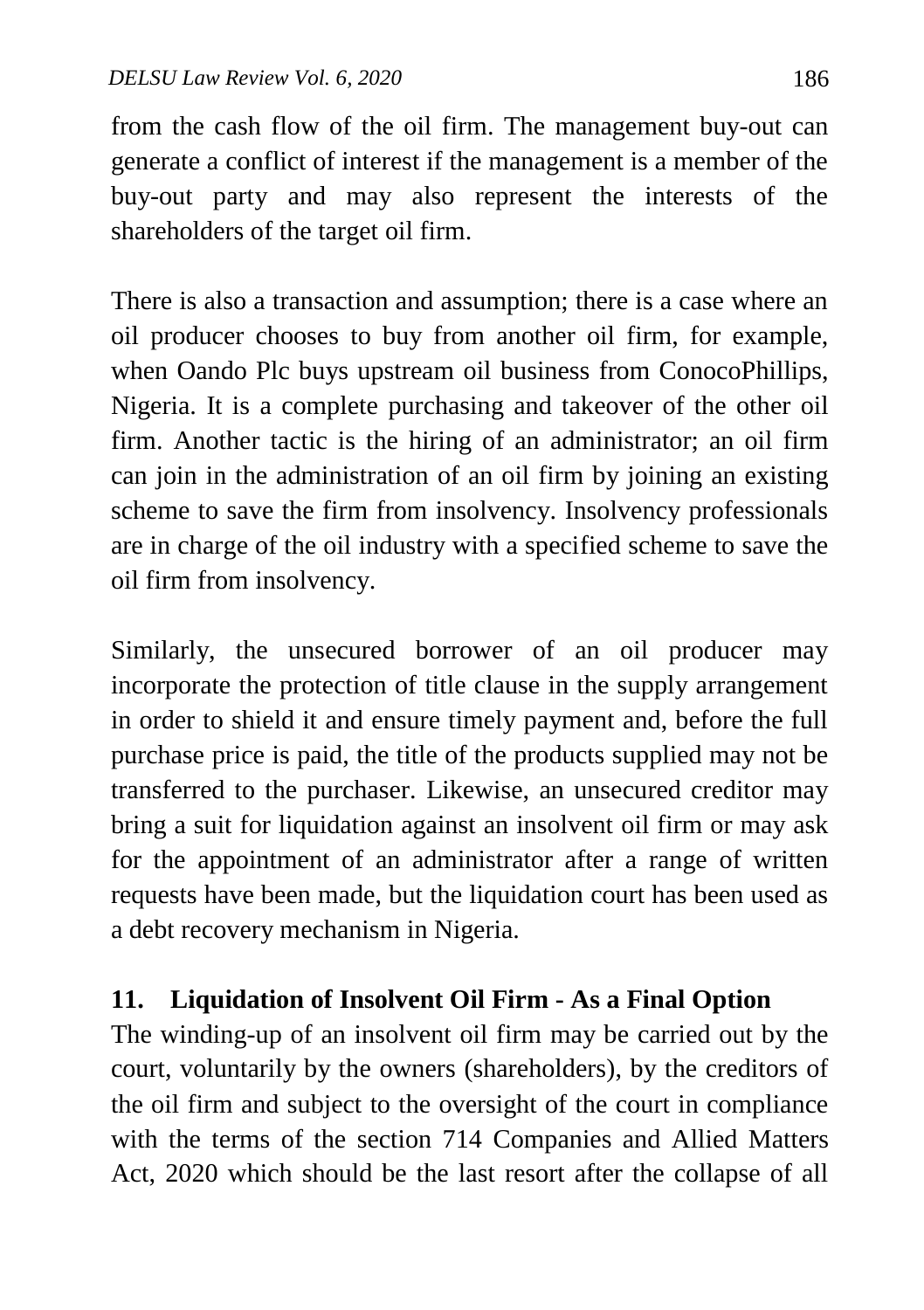from the cash flow of the oil firm. The management buy-out can generate a conflict of interest if the management is a member of the buy-out party and may also represent the interests of the shareholders of the target oil firm.

There is also a transaction and assumption; there is a case where an oil producer chooses to buy from another oil firm, for example, when Oando Plc buys upstream oil business from ConocoPhillips, Nigeria. It is a complete purchasing and takeover of the other oil firm. Another tactic is the hiring of an administrator; an oil firm can join in the administration of an oil firm by joining an existing scheme to save the firm from insolvency. Insolvency professionals are in charge of the oil industry with a specified scheme to save the oil firm from insolvency.

Similarly, the unsecured borrower of an oil producer may incorporate the protection of title clause in the supply arrangement in order to shield it and ensure timely payment and, before the full purchase price is paid, the title of the products supplied may not be transferred to the purchaser. Likewise, an unsecured creditor may bring a suit for liquidation against an insolvent oil firm or may ask for the appointment of an administrator after a range of written requests have been made, but the liquidation court has been used as a debt recovery mechanism in Nigeria.

## 11. Liquidation of Insolvent Oil Firm - As a Final Option

The winding-up of an insolvent oil firm may be carried out by the court, voluntarily by the owners (shareholders), by the creditors of the oil firm and subject to the oversight of the court in compliance with the terms of the section 714 Companies and Allied Matters Act, 2020 which should be the last resort after the collapse of all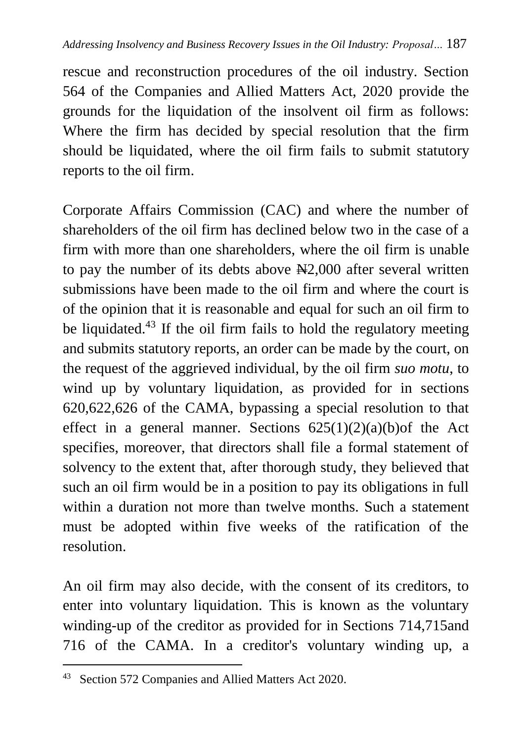rescue and reconstruction procedures of the oil industry. Section 564 of the Companies and Allied Matters Act, 2020 provide the grounds for the liquidation of the insolvent oil firm as follows: Where the firm has decided by special resolution that the firm should be liquidated, where the oil firm fails to submit statutory reports to the oil firm.

Corporate Affairs Commission (CAC) and where the number of shareholders of the oil firm has declined below two in the case of a firm with more than one shareholders, where the oil firm is unable to pay the number of its debts above ₦2,000 after several written submissions have been made to the oil firm and where the court is of the opinion that it is reasonable and equal for such an oil firm to be liquidated.[43] If the oil firm fails to hold the regulatory meeting and submits statutory reports, an order can be made by the court, on the request of the aggrieved individual, by the oil firm *suo motu*, to wind up by voluntary liquidation, as provided for in sections 620,622,626 of the CAMA, bypassing a special resolution to that effect in a general manner. Sections 625(1)(2)(a)(b)of the Act specifies, moreover, that directors shall file a formal statement of solvency to the extent that, after thorough study, they believed that such an oil firm would be in a position to pay its obligations in full within a duration not more than twelve months. Such a statement must be adopted within five weeks of the ratification of the resolution.

An oil firm may also decide, with the consent of its creditors, to enter into voluntary liquidation. This is known as the voluntary winding-up of the creditor as provided for in Sections 714,715and 716 of the CAMA. In a creditor's voluntary winding up, a

[43] Section 572 Companies and Allied Matters Act 2020.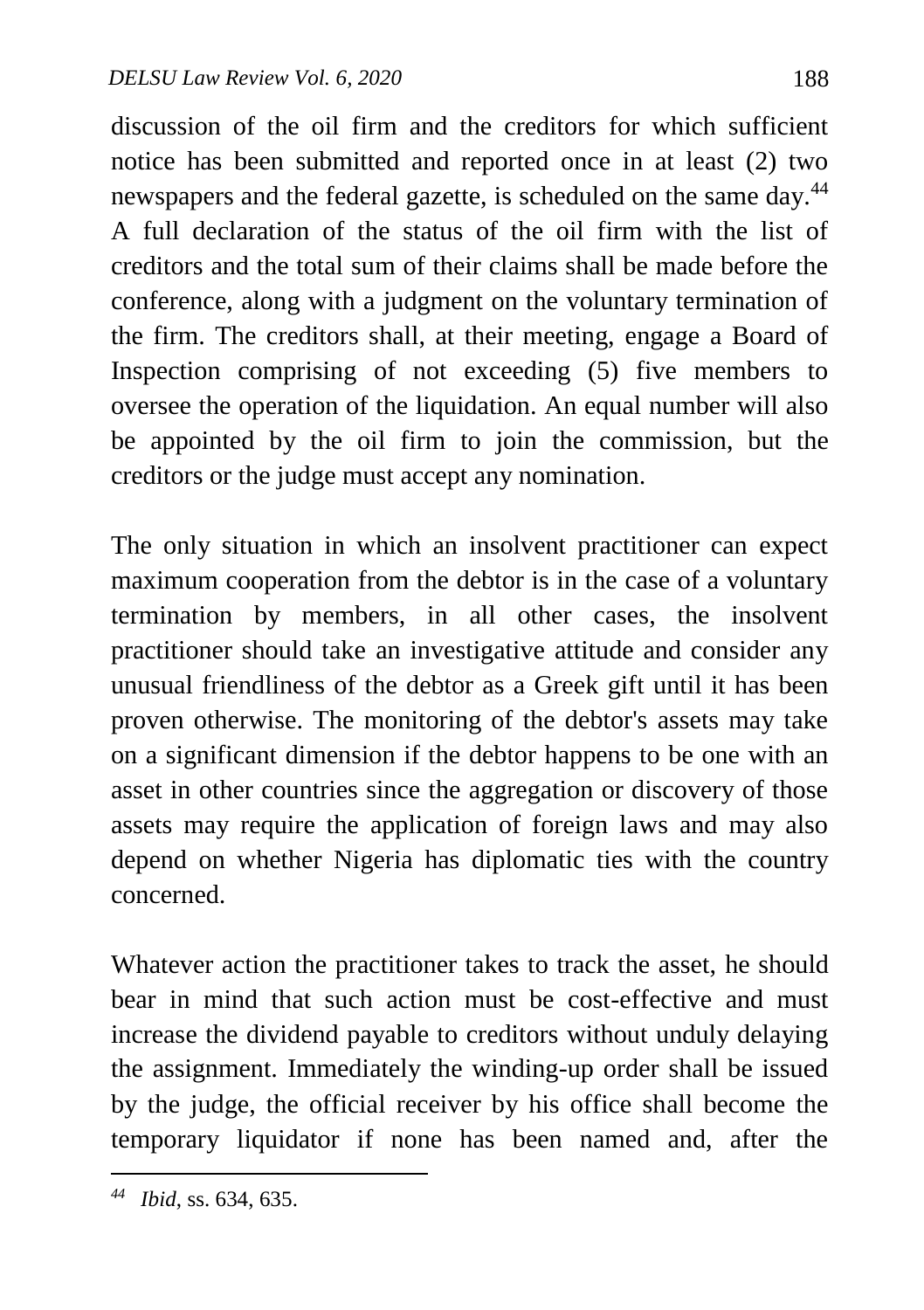discussion of the oil firm and the creditors for which sufficient notice has been submitted and reported once in at least (2) two newspapers and the federal gazette, is scheduled on the same day.[44] A full declaration of the status of the oil firm with the list of creditors and the total sum of their claims shall be made before the conference, along with a judgment on the voluntary termination of the firm. The creditors shall, at their meeting, engage a Board of Inspection comprising of not exceeding (5) five members to oversee the operation of the liquidation. An equal number will also be appointed by the oil firm to join the commission, but the creditors or the judge must accept any nomination.

The only situation in which an insolvent practitioner can expect maximum cooperation from the debtor is in the case of a voluntary termination by members, in all other cases, the insolvent practitioner should take an investigative attitude and consider any unusual friendliness of the debtor as a Greek gift until it has been proven otherwise. The monitoring of the debtor's assets may take on a significant dimension if the debtor happens to be one with an asset in other countries since the aggregation or discovery of those assets may require the application of foreign laws and may also depend on whether Nigeria has diplomatic ties with the country concerned.

Whatever action the practitioner takes to track the asset, he should bear in mind that such action must be cost-effective and must increase the dividend payable to creditors without unduly delaying the assignment. Immediately the winding-up order shall be issued by the judge, the official receiver by his office shall become the temporary liquidator if none has been named and, after the

---

[44] *Ibid*, ss. 634, 635.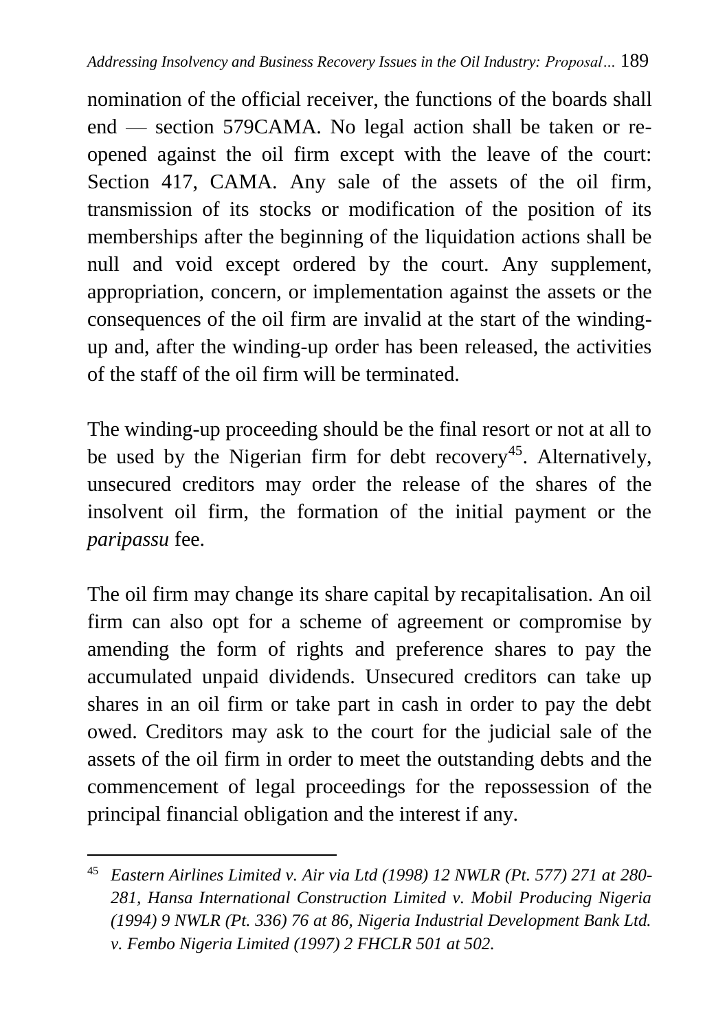nomination of the official receiver, the functions of the boards shall end — section 579CAMA. No legal action shall be taken or re-opened against the oil firm except with the leave of the court: Section 417, CAMA. Any sale of the assets of the oil firm, transmission of its stocks or modification of the position of its memberships after the beginning of the liquidation actions shall be null and void except ordered by the court. Any supplement, appropriation, concern, or implementation against the assets or the consequences of the oil firm are invalid at the start of the winding-up and, after the winding-up order has been released, the activities of the staff of the oil firm will be terminated.

The winding-up proceeding should be the final resort or not at all to be used by the Nigerian firm for debt recovery[45]. Alternatively, unsecured creditors may order the release of the shares of the insolvent oil firm, the formation of the initial payment or the *paripassu* fee.

The oil firm may change its share capital by recapitalisation. An oil firm can also opt for a scheme of agreement or compromise by amending the form of rights and preference shares to pay the accumulated unpaid dividends. Unsecured creditors can take up shares in an oil firm or take part in cash in order to pay the debt owed. Creditors may ask to the court for the judicial sale of the assets of the oil firm in order to meet the outstanding debts and the commencement of legal proceedings for the repossession of the principal financial obligation and the interest if any.

---

[45] *Eastern Airlines Limited v. Air via Ltd (1998) 12 NWLR (Pt. 577) 271 at 280-281, Hansa International Construction Limited v. Mobil Producing Nigeria (1994) 9 NWLR (Pt. 336) 76 at 86, Nigeria Industrial Development Bank Ltd. v. Fembo Nigeria Limited (1997) 2 FHCLR 501 at 502.*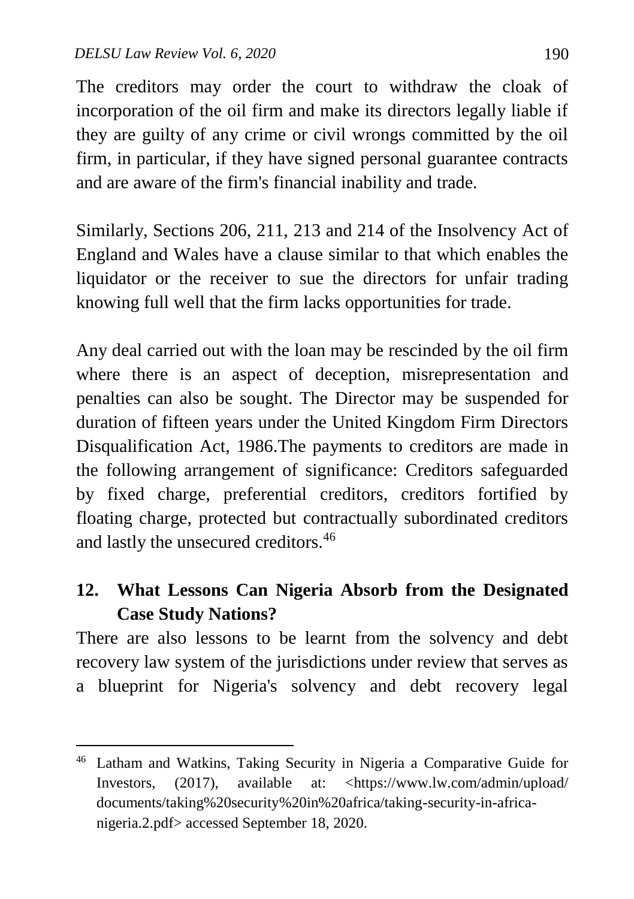The creditors may order the court to withdraw the cloak of incorporation of the oil firm and make its directors legally liable if they are guilty of any crime or civil wrongs committed by the oil firm, in particular, if they have signed personal guarantee contracts and are aware of the firm's financial inability and trade.

Similarly, Sections 206, 211, 213 and 214 of the Insolvency Act of England and Wales have a clause similar to that which enables the liquidator or the receiver to sue the directors for unfair trading knowing full well that the firm lacks opportunities for trade.

Any deal carried out with the loan may be rescinded by the oil firm where there is an aspect of deception, misrepresentation and penalties can also be sought. The Director may be suspended for duration of fifteen years under the United Kingdom Firm Directors Disqualification Act, 1986.The payments to creditors are made in the following arrangement of significance: Creditors safeguarded by fixed charge, preferential creditors, creditors fortified by floating charge, protected but contractually subordinated creditors and lastly the unsecured creditors.[46]

## 12. What Lessons Can Nigeria Absorb from the Designated Case Study Nations?

There are also lessons to be learnt from the solvency and debt recovery law system of the jurisdictions under review that serves as a blueprint for Nigeria's solvency and debt recovery legal

---

[46] Latham and Watkins, Taking Security in Nigeria a Comparative Guide for Investors, (2017), available at: <https://www.lw.com/admin/upload/documents/taking%20security%20in%20africa/taking-security-in-africa-nigeria.2.pdf> accessed September 18, 2020.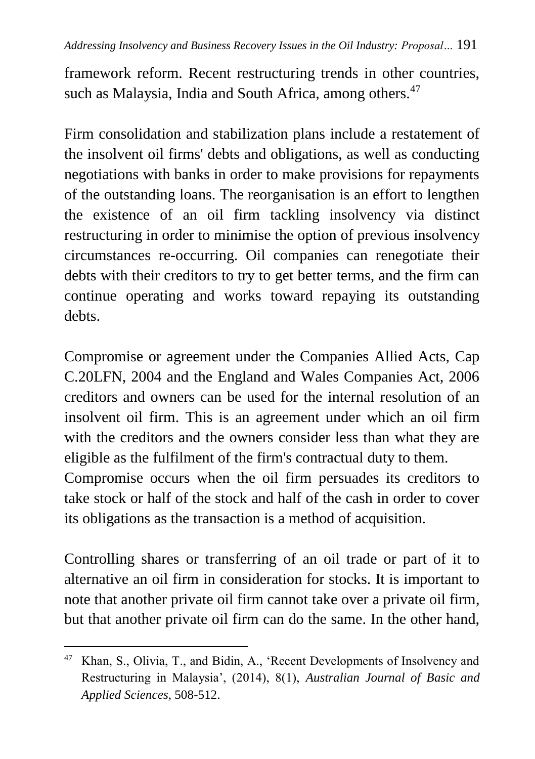framework reform. Recent restructuring trends in other countries, such as Malaysia, India and South Africa, among others.[47]

Firm consolidation and stabilization plans include a restatement of the insolvent oil firms' debts and obligations, as well as conducting negotiations with banks in order to make provisions for repayments of the outstanding loans. The reorganisation is an effort to lengthen the existence of an oil firm tackling insolvency via distinct restructuring in order to minimise the option of previous insolvency circumstances re-occurring. Oil companies can renegotiate their debts with their creditors to try to get better terms, and the firm can continue operating and works toward repaying its outstanding debts.

Compromise or agreement under the Companies Allied Acts, Cap C.20LFN, 2004 and the England and Wales Companies Act, 2006 creditors and owners can be used for the internal resolution of an insolvent oil firm. This is an agreement under which an oil firm with the creditors and the owners consider less than what they are eligible as the fulfilment of the firm's contractual duty to them. Compromise occurs when the oil firm persuades its creditors to take stock or half of the stock and half of the cash in order to cover its obligations as the transaction is a method of acquisition.

Controlling shares or transferring of an oil trade or part of it to alternative an oil firm in consideration for stocks. It is important to note that another private oil firm cannot take over a private oil firm, but that another private oil firm can do the same. In the other hand,

---

[47] Khan, S., Olivia, T., and Bidin, A., 'Recent Developments of Insolvency and Restructuring in Malaysia', (2014), 8(1), *Australian Journal of Basic and Applied Sciences*, 508-512.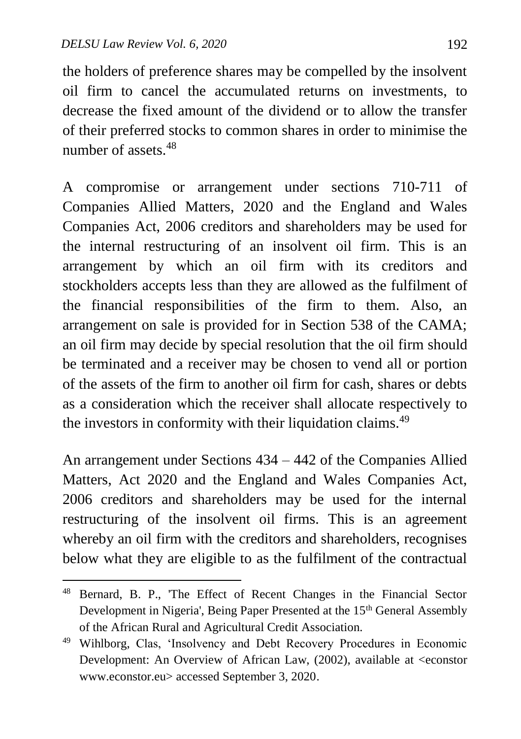the holders of preference shares may be compelled by the insolvent oil firm to cancel the accumulated returns on investments, to decrease the fixed amount of the dividend or to allow the transfer of their preferred stocks to common shares in order to minimise the number of assets.[48]

A compromise or arrangement under sections 710-711 of Companies Allied Matters, 2020 and the England and Wales Companies Act, 2006 creditors and shareholders may be used for the internal restructuring of an insolvent oil firm. This is an arrangement by which an oil firm with its creditors and stockholders accepts less than they are allowed as the fulfilment of the financial responsibilities of the firm to them. Also, an arrangement on sale is provided for in Section 538 of the CAMA; an oil firm may decide by special resolution that the oil firm should be terminated and a receiver may be chosen to vend all or portion of the assets of the firm to another oil firm for cash, shares or debts as a consideration which the receiver shall allocate respectively to the investors in conformity with their liquidation claims.[49]

An arrangement under Sections 434 – 442 of the Companies Allied Matters, Act 2020 and the England and Wales Companies Act, 2006 creditors and shareholders may be used for the internal restructuring of the insolvent oil firms. This is an agreement whereby an oil firm with the creditors and shareholders, recognises below what they are eligible to as the fulfilment of the contractual

---

[48] Bernard, B. P., 'The Effect of Recent Changes in the Financial Sector Development in Nigeria', Being Paper Presented at the 15th General Assembly of the African Rural and Agricultural Credit Association.

[49] Wihlborg, Clas, 'Insolvency and Debt Recovery Procedures in Economic Development: An Overview of African Law, (2002), available at <econstor www.econstor.eu> accessed September 3, 2020.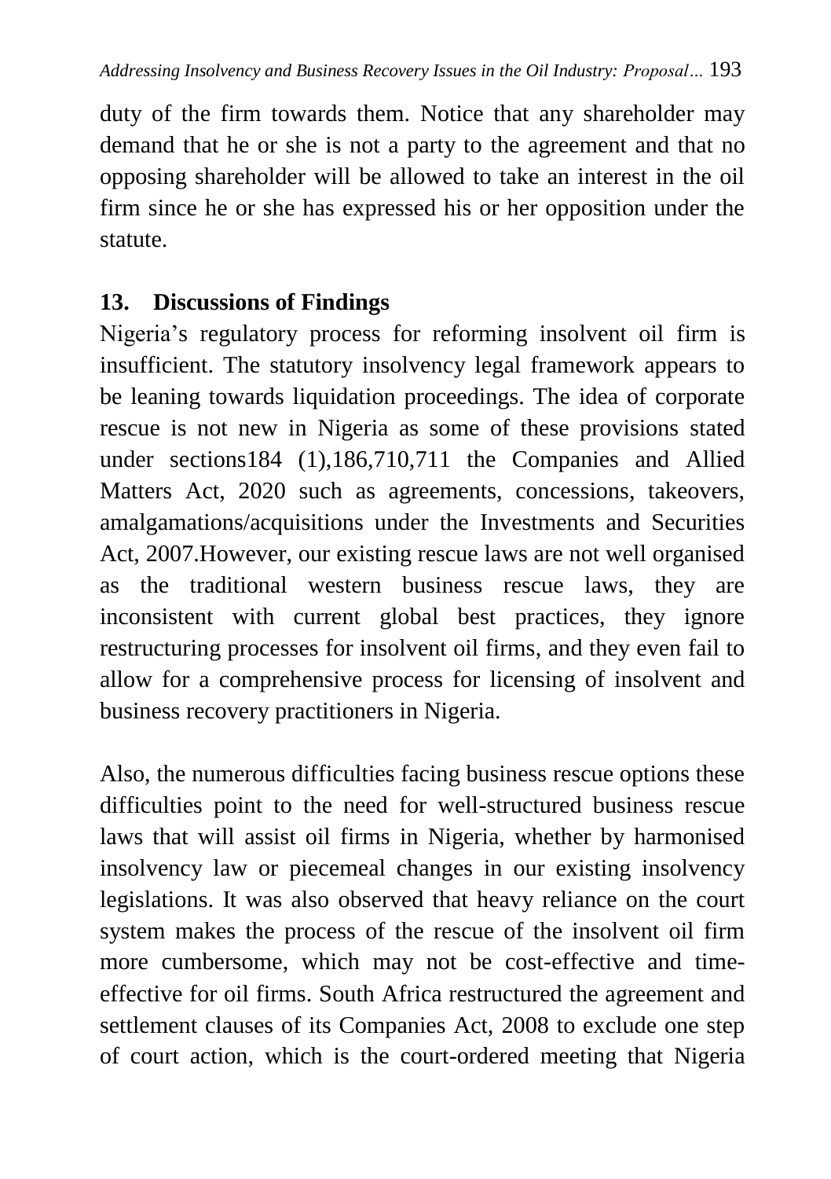duty of the firm towards them. Notice that any shareholder may demand that he or she is not a party to the agreement and that no opposing shareholder will be allowed to take an interest in the oil firm since he or she has expressed his or her opposition under the statute.

## 13. Discussions of Findings

Nigeria's regulatory process for reforming insolvent oil firm is insufficient. The statutory insolvency legal framework appears to be leaning towards liquidation proceedings. The idea of corporate rescue is not new in Nigeria as some of these provisions stated under sections184 (1),186,710,711 the Companies and Allied Matters Act, 2020 such as agreements, concessions, takeovers, amalgamations/acquisitions under the Investments and Securities Act, 2007.However, our existing rescue laws are not well organised as the traditional western business rescue laws, they are inconsistent with current global best practices, they ignore restructuring processes for insolvent oil firms, and they even fail to allow for a comprehensive process for licensing of insolvent and business recovery practitioners in Nigeria.

Also, the numerous difficulties facing business rescue options these difficulties point to the need for well-structured business rescue laws that will assist oil firms in Nigeria, whether by harmonised insolvency law or piecemeal changes in our existing insolvency legislations. It was also observed that heavy reliance on the court system makes the process of the rescue of the insolvent oil firm more cumbersome, which may not be cost-effective and time-effective for oil firms. South Africa restructured the agreement and settlement clauses of its Companies Act, 2008 to exclude one step of court action, which is the court-ordered meeting that Nigeria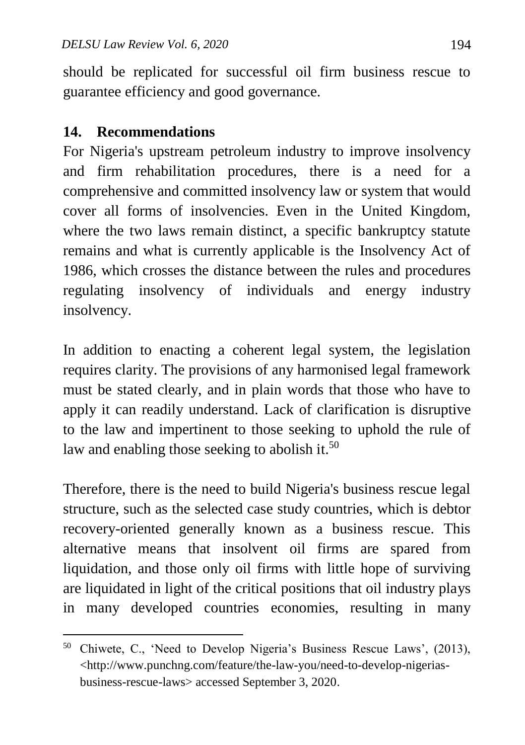should be replicated for successful oil firm business rescue to guarantee efficiency and good governance.

## 14. Recommendations

For Nigeria's upstream petroleum industry to improve insolvency and firm rehabilitation procedures, there is a need for a comprehensive and committed insolvency law or system that would cover all forms of insolvencies. Even in the United Kingdom, where the two laws remain distinct, a specific bankruptcy statute remains and what is currently applicable is the Insolvency Act of 1986, which crosses the distance between the rules and procedures regulating insolvency of individuals and energy industry insolvency.

In addition to enacting a coherent legal system, the legislation requires clarity. The provisions of any harmonised legal framework must be stated clearly, and in plain words that those who have to apply it can readily understand. Lack of clarification is disruptive to the law and impertinent to those seeking to uphold the rule of law and enabling those seeking to abolish it.[50]

Therefore, there is the need to build Nigeria's business rescue legal structure, such as the selected case study countries, which is debtor recovery-oriented generally known as a business rescue. This alternative means that insolvent oil firms are spared from liquidation, and those only oil firms with little hope of surviving are liquidated in light of the critical positions that oil industry plays in many developed countries economies, resulting in many

---

[50] Chiwete, C., 'Need to Develop Nigeria's Business Rescue Laws', (2013), <http://www.punchng.com/feature/the-law-you/need-to-develop-nigerias-business-rescue-laws> accessed September 3, 2020.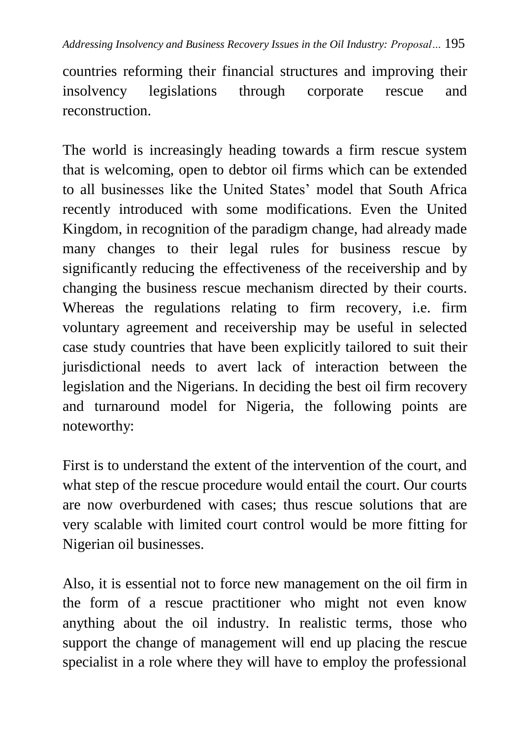countries reforming their financial structures and improving their insolvency legislations through corporate rescue and reconstruction.

The world is increasingly heading towards a firm rescue system that is welcoming, open to debtor oil firms which can be extended to all businesses like the United States' model that South Africa recently introduced with some modifications. Even the United Kingdom, in recognition of the paradigm change, had already made many changes to their legal rules for business rescue by significantly reducing the effectiveness of the receivership and by changing the business rescue mechanism directed by their courts. Whereas the regulations relating to firm recovery, i.e. firm voluntary agreement and receivership may be useful in selected case study countries that have been explicitly tailored to suit their jurisdictional needs to avert lack of interaction between the legislation and the Nigerians. In deciding the best oil firm recovery and turnaround model for Nigeria, the following points are noteworthy:

First is to understand the extent of the intervention of the court, and what step of the rescue procedure would entail the court. Our courts are now overburdened with cases; thus rescue solutions that are very scalable with limited court control would be more fitting for Nigerian oil businesses.

Also, it is essential not to force new management on the oil firm in the form of a rescue practitioner who might not even know anything about the oil industry. In realistic terms, those who support the change of management will end up placing the rescue specialist in a role where they will have to employ the professional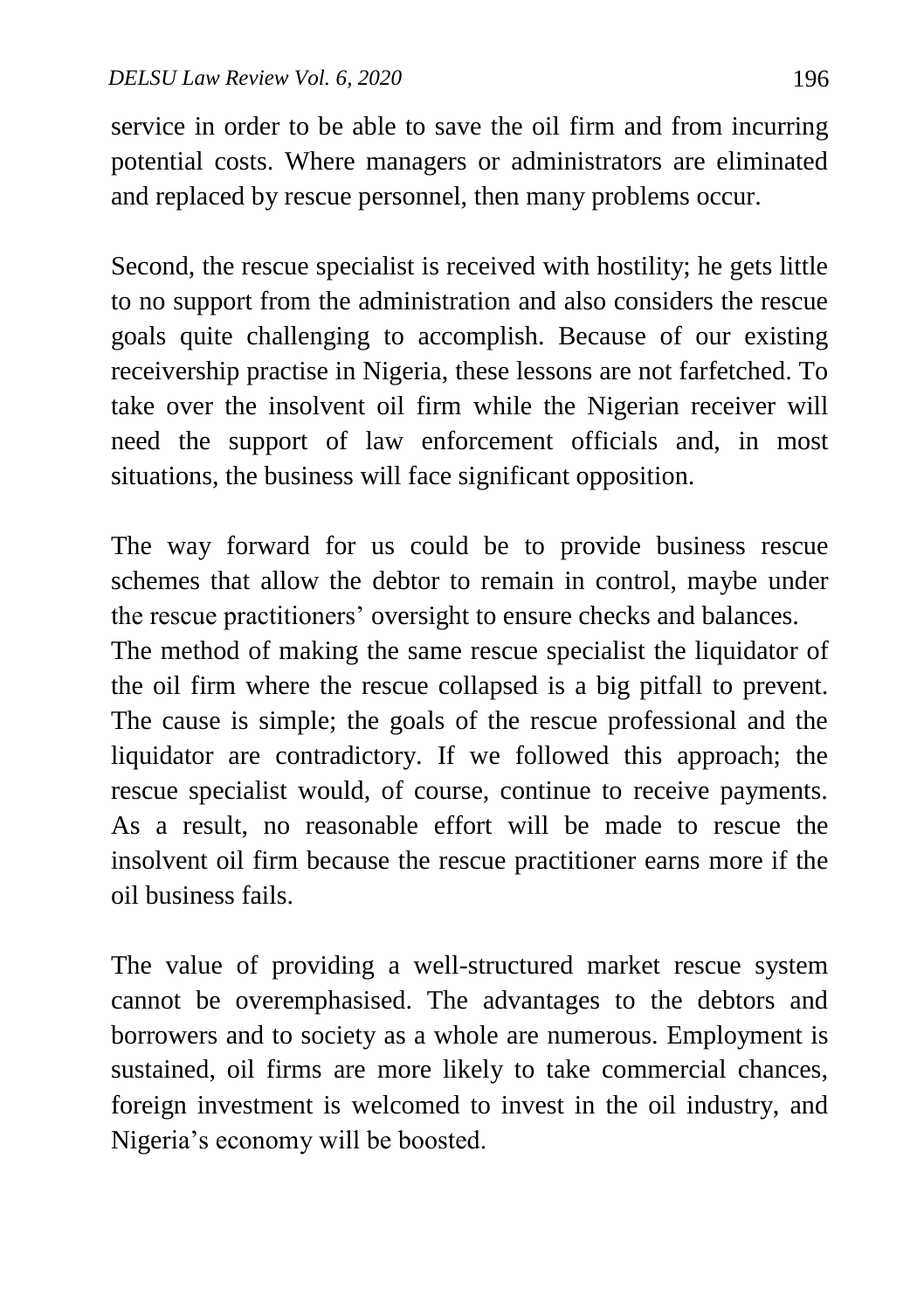service in order to be able to save the oil firm and from incurring potential costs. Where managers or administrators are eliminated and replaced by rescue personnel, then many problems occur.

Second, the rescue specialist is received with hostility; he gets little to no support from the administration and also considers the rescue goals quite challenging to accomplish. Because of our existing receivership practise in Nigeria, these lessons are not farfetched. To take over the insolvent oil firm while the Nigerian receiver will need the support of law enforcement officials and, in most situations, the business will face significant opposition.

The way forward for us could be to provide business rescue schemes that allow the debtor to remain in control, maybe under the rescue practitioners' oversight to ensure checks and balances.
The method of making the same rescue specialist the liquidator of the oil firm where the rescue collapsed is a big pitfall to prevent. The cause is simple; the goals of the rescue professional and the liquidator are contradictory. If we followed this approach; the rescue specialist would, of course, continue to receive payments. As a result, no reasonable effort will be made to rescue the insolvent oil firm because the rescue practitioner earns more if the oil business fails.

The value of providing a well-structured market rescue system cannot be overemphasised. The advantages to the debtors and borrowers and to society as a whole are numerous. Employment is sustained, oil firms are more likely to take commercial chances, foreign investment is welcomed to invest in the oil industry, and Nigeria's economy will be boosted.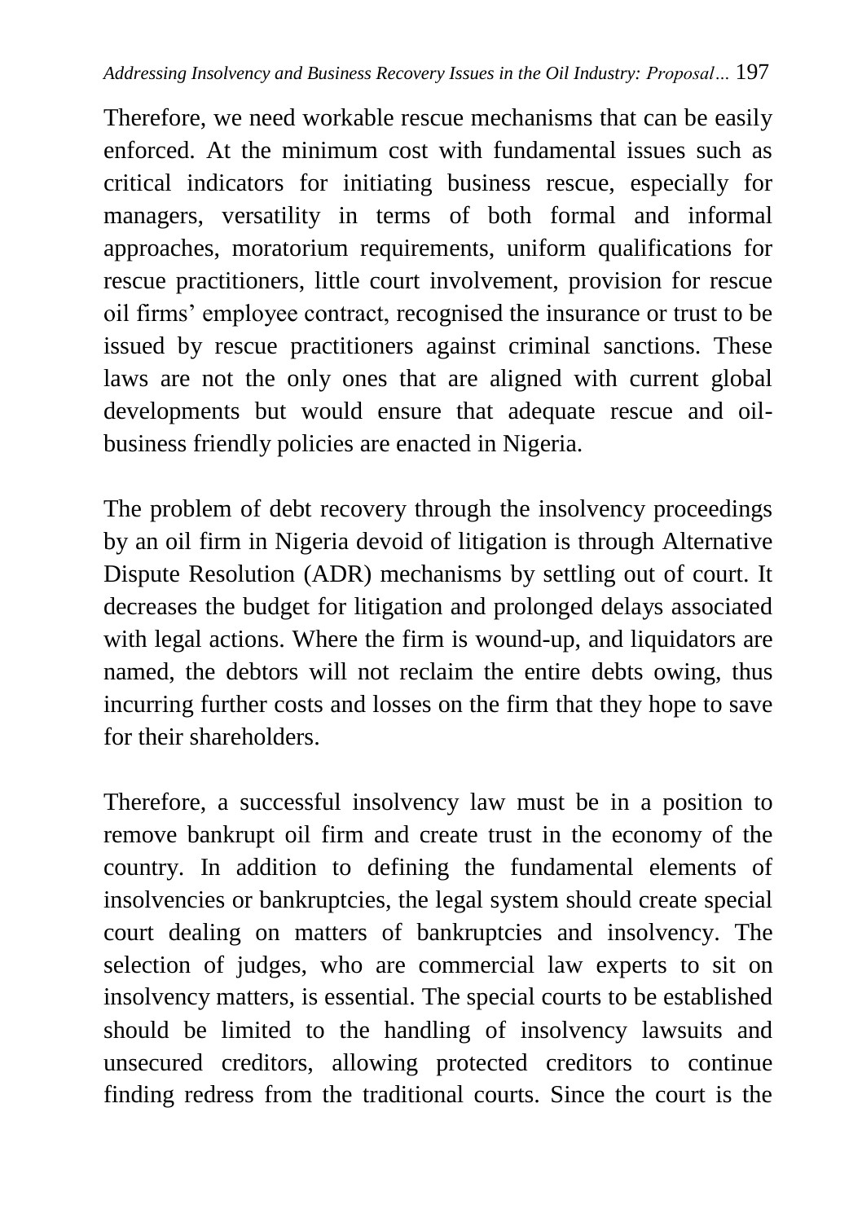Therefore, we need workable rescue mechanisms that can be easily enforced. At the minimum cost with fundamental issues such as critical indicators for initiating business rescue, especially for managers, versatility in terms of both formal and informal approaches, moratorium requirements, uniform qualifications for rescue practitioners, little court involvement, provision for rescue oil firms' employee contract, recognised the insurance or trust to be issued by rescue practitioners against criminal sanctions. These laws are not the only ones that are aligned with current global developments but would ensure that adequate rescue and oil-business friendly policies are enacted in Nigeria.

The problem of debt recovery through the insolvency proceedings by an oil firm in Nigeria devoid of litigation is through Alternative Dispute Resolution (ADR) mechanisms by settling out of court. It decreases the budget for litigation and prolonged delays associated with legal actions. Where the firm is wound-up, and liquidators are named, the debtors will not reclaim the entire debts owing, thus incurring further costs and losses on the firm that they hope to save for their shareholders.

Therefore, a successful insolvency law must be in a position to remove bankrupt oil firm and create trust in the economy of the country. In addition to defining the fundamental elements of insolvencies or bankruptcies, the legal system should create special court dealing on matters of bankruptcies and insolvency. The selection of judges, who are commercial law experts to sit on insolvency matters, is essential. The special courts to be established should be limited to the handling of insolvency lawsuits and unsecured creditors, allowing protected creditors to continue finding redress from the traditional courts. Since the court is the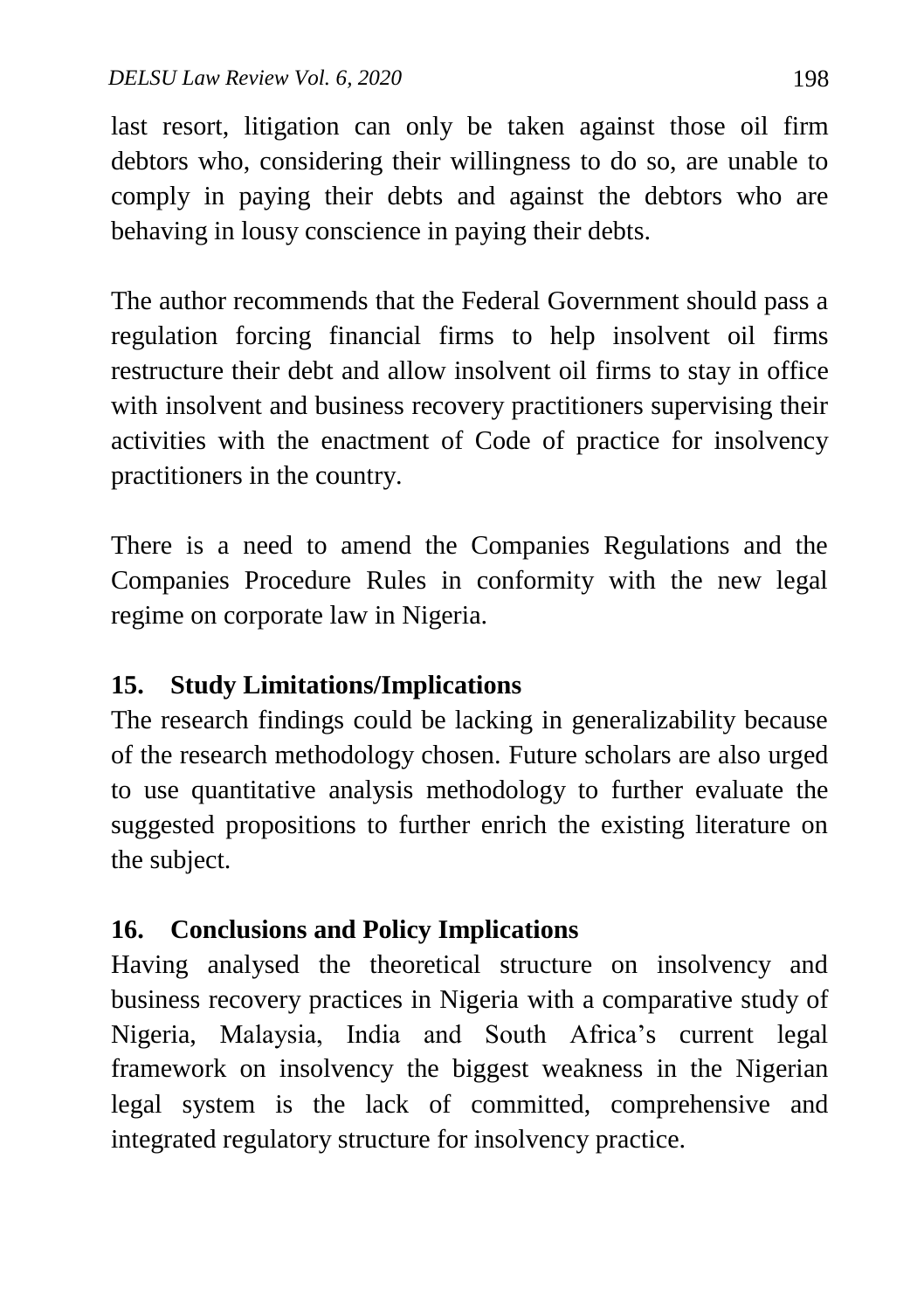last resort, litigation can only be taken against those oil firm debtors who, considering their willingness to do so, are unable to comply in paying their debts and against the debtors who are behaving in lousy conscience in paying their debts.

The author recommends that the Federal Government should pass a regulation forcing financial firms to help insolvent oil firms restructure their debt and allow insolvent oil firms to stay in office with insolvent and business recovery practitioners supervising their activities with the enactment of Code of practice for insolvency practitioners in the country.

There is a need to amend the Companies Regulations and the Companies Procedure Rules in conformity with the new legal regime on corporate law in Nigeria.

## 15. Study Limitations/Implications

The research findings could be lacking in generalizability because of the research methodology chosen. Future scholars are also urged to use quantitative analysis methodology to further evaluate the suggested propositions to further enrich the existing literature on the subject.

## 16. Conclusions and Policy Implications

Having analysed the theoretical structure on insolvency and business recovery practices in Nigeria with a comparative study of Nigeria, Malaysia, India and South Africa's current legal framework on insolvency the biggest weakness in the Nigerian legal system is the lack of committed, comprehensive and integrated regulatory structure for insolvency practice.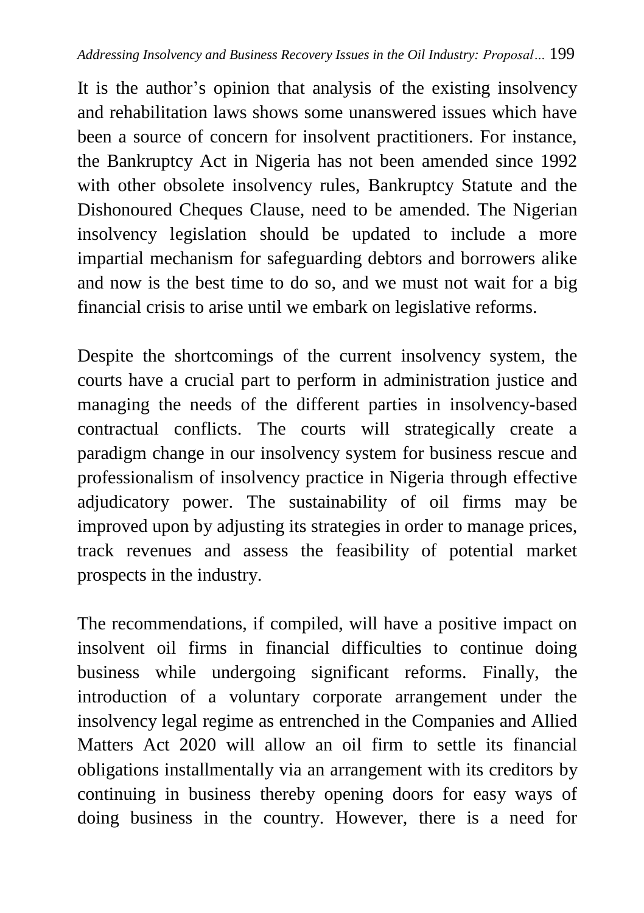It is the author's opinion that analysis of the existing insolvency and rehabilitation laws shows some unanswered issues which have been a source of concern for insolvent practitioners. For instance, the Bankruptcy Act in Nigeria has not been amended since 1992 with other obsolete insolvency rules, Bankruptcy Statute and the Dishonoured Cheques Clause, need to be amended. The Nigerian insolvency legislation should be updated to include a more impartial mechanism for safeguarding debtors and borrowers alike and now is the best time to do so, and we must not wait for a big financial crisis to arise until we embark on legislative reforms.

Despite the shortcomings of the current insolvency system, the courts have a crucial part to perform in administration justice and managing the needs of the different parties in insolvency-based contractual conflicts. The courts will strategically create a paradigm change in our insolvency system for business rescue and professionalism of insolvency practice in Nigeria through effective adjudicatory power. The sustainability of oil firms may be improved upon by adjusting its strategies in order to manage prices, track revenues and assess the feasibility of potential market prospects in the industry.

The recommendations, if compiled, will have a positive impact on insolvent oil firms in financial difficulties to continue doing business while undergoing significant reforms. Finally, the introduction of a voluntary corporate arrangement under the insolvency legal regime as entrenched in the Companies and Allied Matters Act 2020 will allow an oil firm to settle its financial obligations installmentally via an arrangement with its creditors by continuing in business thereby opening doors for easy ways of doing business in the country. However, there is a need for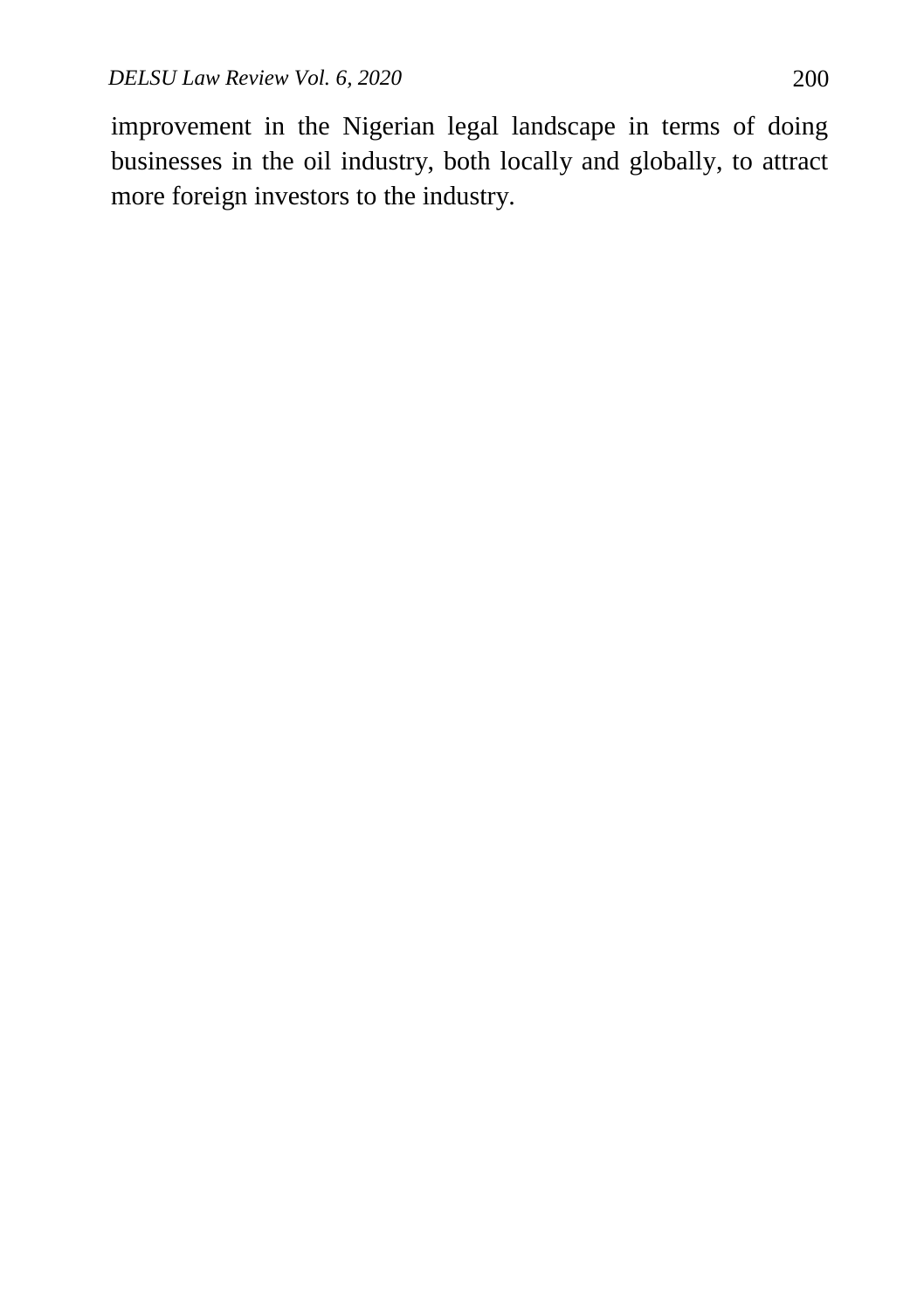improvement in the Nigerian legal landscape in terms of doing businesses in the oil industry, both locally and globally, to attract more foreign investors to the industry.